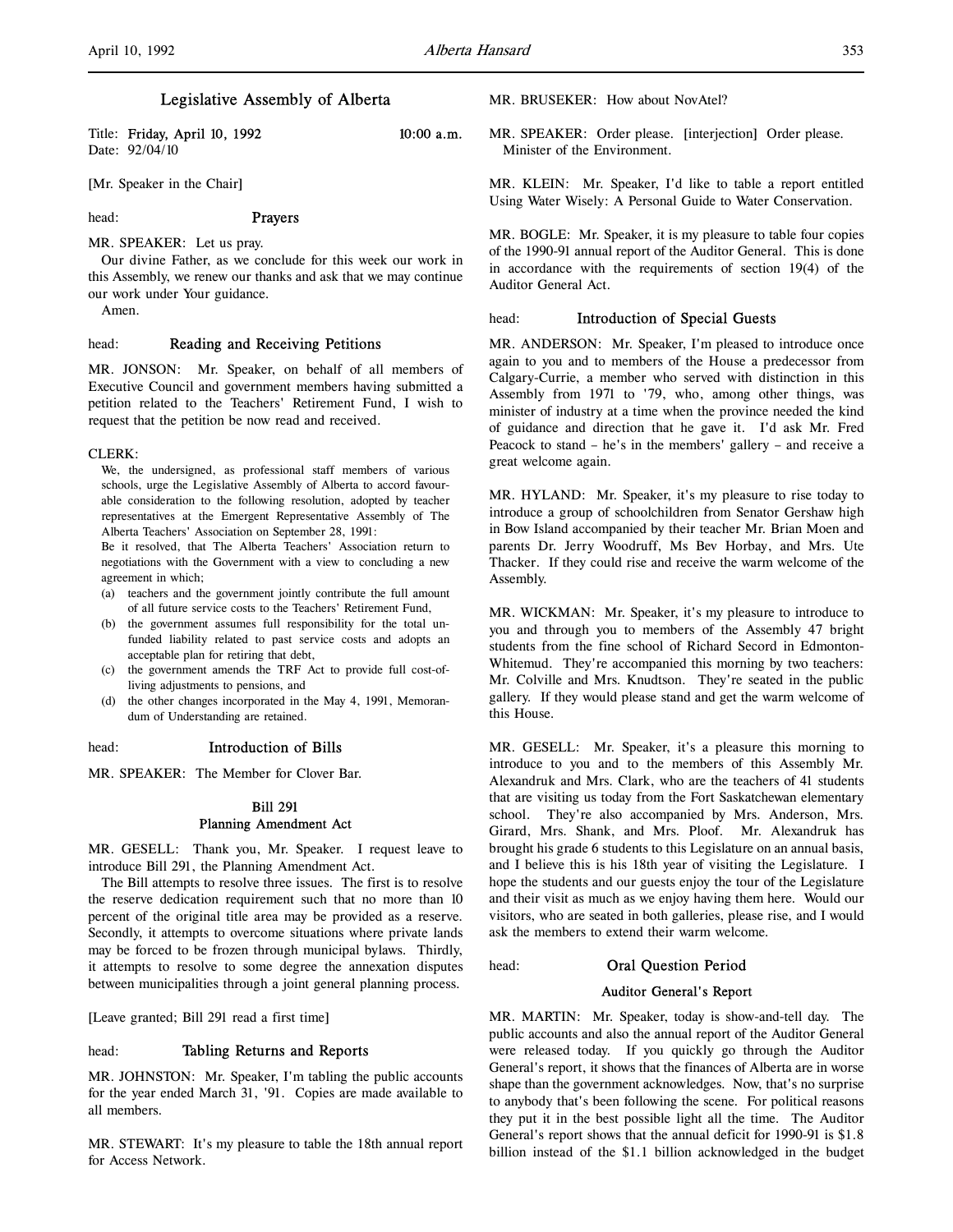# Legislative Assembly of Alberta

Title: **Friday, April 10, 1992** **10:00 a.m.**
Date: 92/04/10

[Mr. Speaker in the Chair]

head: **Prayers**

MR. SPEAKER: Let us pray.

Our divine Father, as we conclude for this week our work in this Assembly, we renew our thanks and ask that we may continue our work under Your guidance.

Amen.

head: **Reading and Receiving Petitions**

MR. JONSON: Mr. Speaker, on behalf of all members of Executive Council and government members having submitted a petition related to the Teachers' Retirement Fund, I wish to request that the petition be now read and received.

CLERK:

> We, the undersigned, as professional staff members of various schools, urge the Legislative Assembly of Alberta to accord favourable consideration to the following resolution, adopted by teacher representatives at the Emergent Representative Assembly of The Alberta Teachers' Association on September 28, 1991:
>
> Be it resolved, that The Alberta Teachers' Association return to negotiations with the Government with a view to concluding a new agreement in which;
>
> (a) teachers and the government jointly contribute the full amount of all future service costs to the Teachers' Retirement Fund,
>
> (b) the government assumes full responsibility for the total unfunded liability related to past service costs and adopts an acceptable plan for retiring that debt,
>
> (c) the government amends the TRF Act to provide full cost-of-living adjustments to pensions, and
>
> (d) the other changes incorporated in the May 4, 1991, Memorandum of Understanding are retained.

head: **Introduction of Bills**

MR. SPEAKER: The Member for Clover Bar.

### Bill 291
### Planning Amendment Act

MR. GESELL: Thank you, Mr. Speaker. I request leave to introduce Bill 291, the Planning Amendment Act.

The Bill attempts to resolve three issues. The first is to resolve the reserve dedication requirement such that no more than 10 percent of the original title area may be provided as a reserve. Secondly, it attempts to overcome situations where private lands may be forced to be frozen through municipal bylaws. Thirdly, it attempts to resolve to some degree the annexation disputes between municipalities through a joint general planning process.

[Leave granted; Bill 291 read a first time]

head: **Tabling Returns and Reports**

MR. JOHNSTON: Mr. Speaker, I'm tabling the public accounts for the year ended March 31, '91. Copies are made available to all members.

MR. STEWART: It's my pleasure to table the 18th annual report for Access Network.

MR. BRUSEKER: How about NovAtel?

MR. SPEAKER: Order please. [interjection] Order please. Minister of the Environment.

MR. KLEIN: Mr. Speaker, I'd like to table a report entitled Using Water Wisely: A Personal Guide to Water Conservation.

MR. BOGLE: Mr. Speaker, it is my pleasure to table four copies of the 1990-91 annual report of the Auditor General. This is done in accordance with the requirements of section 19(4) of the Auditor General Act.

head: **Introduction of Special Guests**

MR. ANDERSON: Mr. Speaker, I'm pleased to introduce once again to you and to members of the House a predecessor from Calgary-Currie, a member who served with distinction in this Assembly from 1971 to '79, who, among other things, was minister of industry at a time when the province needed the kind of guidance and direction that he gave it. I'd ask Mr. Fred Peacock to stand – he's in the members' gallery – and receive a great welcome again.

MR. HYLAND: Mr. Speaker, it's my pleasure to rise today to introduce a group of schoolchildren from Senator Gershaw high in Bow Island accompanied by their teacher Mr. Brian Moen and parents Dr. Jerry Woodruff, Ms Bev Horbay, and Mrs. Ute Thacker. If they could rise and receive the warm welcome of the Assembly.

MR. WICKMAN: Mr. Speaker, it's my pleasure to introduce to you and through you to members of the Assembly 47 bright students from the fine school of Richard Secord in Edmonton-Whitemud. They're accompanied this morning by two teachers: Mr. Colville and Mrs. Knudtson. They're seated in the public gallery. If they would please stand and get the warm welcome of this House.

MR. GESELL: Mr. Speaker, it's a pleasure this morning to introduce to you and to the members of this Assembly Mr. Alexandruk and Mrs. Clark, who are the teachers of 41 students that are visiting us today from the Fort Saskatchewan elementary school. They're also accompanied by Mrs. Anderson, Mrs. Girard, Mrs. Shank, and Mrs. Ploof. Mr. Alexandruk has brought his grade 6 students to this Legislature on an annual basis, and I believe this is his 18th year of visiting the Legislature. I hope the students and our guests enjoy the tour of the Legislature and their visit as much as we enjoy having them here. Would our visitors, who are seated in both galleries, please rise, and I would ask the members to extend their warm welcome.

head: **Oral Question Period**

### Auditor General's Report

MR. MARTIN: Mr. Speaker, today is show-and-tell day. The public accounts and also the annual report of the Auditor General were released today. If you quickly go through the Auditor General's report, it shows that the finances of Alberta are in worse shape than the government acknowledges. Now, that's no surprise to anybody that's been following the scene. For political reasons they put it in the best possible light all the time. The Auditor General's report shows that the annual deficit for 1990-91 is $1.8 billion instead of the $1.1 billion acknowledged in the budget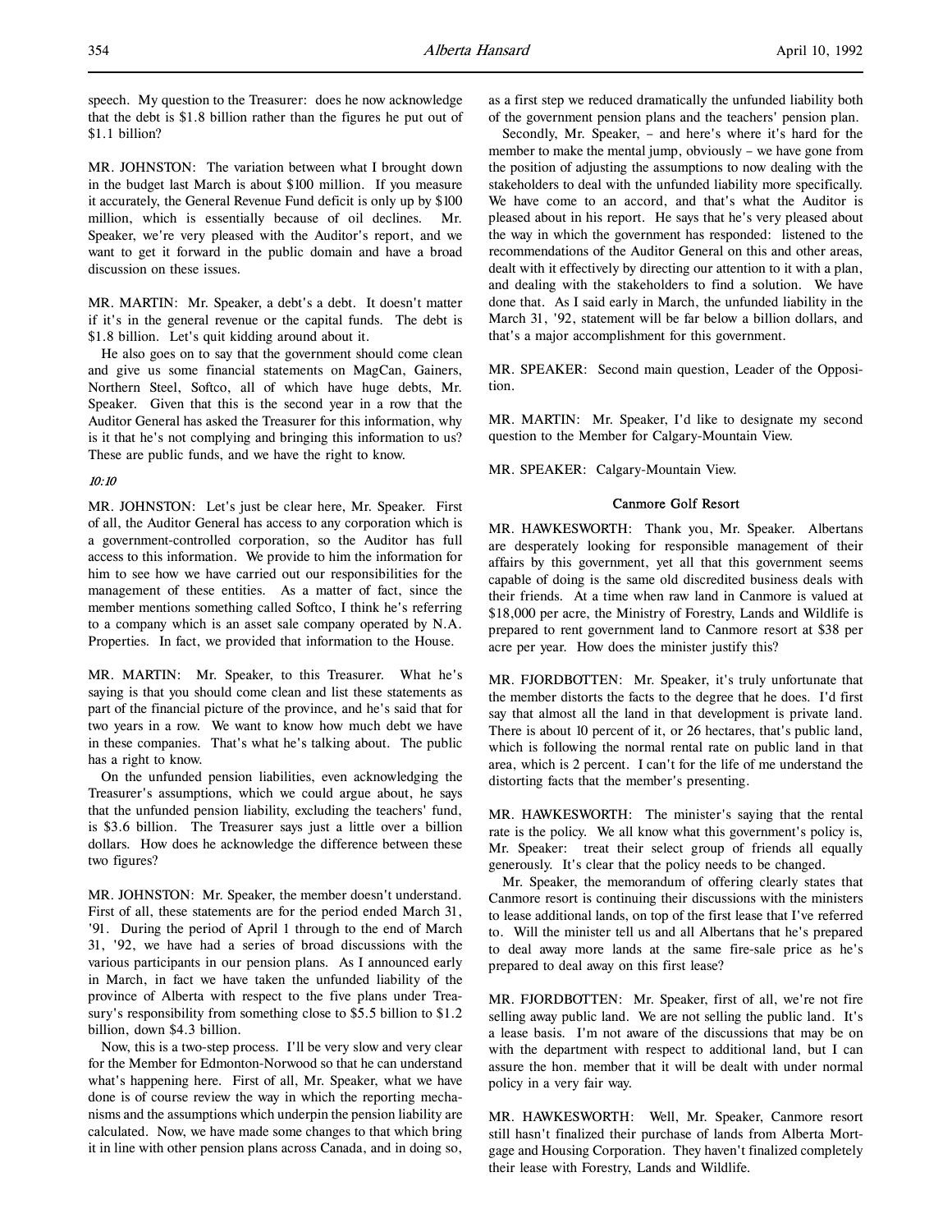speech. My question to the Treasurer: does he now acknowledge that the debt is $1.8 billion rather than the figures he put out of $1.1 billion?

MR. JOHNSTON: The variation between what I brought down in the budget last March is about $100 million. If you measure it accurately, the General Revenue Fund deficit is only up by $100 million, which is essentially because of oil declines. Mr. Speaker, we're very pleased with the Auditor's report, and we want to get it forward in the public domain and have a broad discussion on these issues.

MR. MARTIN: Mr. Speaker, a debt's a debt. It doesn't matter if it's in the general revenue or the capital funds. The debt is $1.8 billion. Let's quit kidding around about it.

He also goes on to say that the government should come clean and give us some financial statements on MagCan, Gainers, Northern Steel, Softco, all of which have huge debts, Mr. Speaker. Given that this is the second year in a row that the Auditor General has asked the Treasurer for this information, why is it that he's not complying and bringing this information to us? These are public funds, and we have the right to know.

*10:10*

MR. JOHNSTON: Let's just be clear here, Mr. Speaker. First of all, the Auditor General has access to any corporation which is a government-controlled corporation, so the Auditor has full access to this information. We provide to him the information for him to see how we have carried out our responsibilities for the management of these entities. As a matter of fact, since the member mentions something called Softco, I think he's referring to a company which is an asset sale company operated by N.A. Properties. In fact, we provided that information to the House.

MR. MARTIN: Mr. Speaker, to this Treasurer. What he's saying is that you should come clean and list these statements as part of the financial picture of the province, and he's said that for two years in a row. We want to know how much debt we have in these companies. That's what he's talking about. The public has a right to know.

On the unfunded pension liabilities, even acknowledging the Treasurer's assumptions, which we could argue about, he says that the unfunded pension liability, excluding the teachers' fund, is $3.6 billion. The Treasurer says just a little over a billion dollars. How does he acknowledge the difference between these two figures?

MR. JOHNSTON: Mr. Speaker, the member doesn't understand. First of all, these statements are for the period ended March 31, '91. During the period of April 1 through to the end of March 31, '92, we have had a series of broad discussions with the various participants in our pension plans. As I announced early in March, in fact we have taken the unfunded liability of the province of Alberta with respect to the five plans under Treasury's responsibility from something close to $5.5 billion to $1.2 billion, down $4.3 billion.

Now, this is a two-step process. I'll be very slow and very clear for the Member for Edmonton-Norwood so that he can understand what's happening here. First of all, Mr. Speaker, what we have done is of course review the way in which the reporting mechanisms and the assumptions which underpin the pension liability are calculated. Now, we have made some changes to that which bring it in line with other pension plans across Canada, and in doing so, as a first step we reduced dramatically the unfunded liability both of the government pension plans and the teachers' pension plan.

Secondly, Mr. Speaker, – and here's where it's hard for the member to make the mental jump, obviously – we have gone from the position of adjusting the assumptions to now dealing with the stakeholders to deal with the unfunded liability more specifically. We have come to an accord, and that's what the Auditor is pleased about in his report. He says that he's very pleased about the way in which the government has responded: listened to the recommendations of the Auditor General on this and other areas, dealt with it effectively by directing our attention to it with a plan, and dealing with the stakeholders to find a solution. We have done that. As I said early in March, the unfunded liability in the March 31, '92, statement will be far below a billion dollars, and that's a major accomplishment for this government.

MR. SPEAKER: Second main question, Leader of the Opposition.

MR. MARTIN: Mr. Speaker, I'd like to designate my second question to the Member for Calgary-Mountain View.

MR. SPEAKER: Calgary-Mountain View.

### Canmore Golf Resort

MR. HAWKESWORTH: Thank you, Mr. Speaker. Albertans are desperately looking for responsible management of their affairs by this government, yet all that this government seems capable of doing is the same old discredited business deals with their friends. At a time when raw land in Canmore is valued at $18,000 per acre, the Ministry of Forestry, Lands and Wildlife is prepared to rent government land to Canmore resort at $38 per acre per year. How does the minister justify this?

MR. FJORDBOTTEN: Mr. Speaker, it's truly unfortunate that the member distorts the facts to the degree that he does. I'd first say that almost all the land in that development is private land. There is about 10 percent of it, or 26 hectares, that's public land, which is following the normal rental rate on public land in that area, which is 2 percent. I can't for the life of me understand the distorting facts that the member's presenting.

MR. HAWKESWORTH: The minister's saying that the rental rate is the policy. We all know what this government's policy is, Mr. Speaker: treat their select group of friends all equally generously. It's clear that the policy needs to be changed.

Mr. Speaker, the memorandum of offering clearly states that Canmore resort is continuing their discussions with the ministers to lease additional lands, on top of the first lease that I've referred to. Will the minister tell us and all Albertans that he's prepared to deal away more lands at the same fire-sale price as he's prepared to deal away on this first lease?

MR. FJORDBOTTEN: Mr. Speaker, first of all, we're not fire selling away public land. We are not selling the public land. It's a lease basis. I'm not aware of the discussions that may be on with the department with respect to additional land, but I can assure the hon. member that it will be dealt with under normal policy in a very fair way.

MR. HAWKESWORTH: Well, Mr. Speaker, Canmore resort still hasn't finalized their purchase of lands from Alberta Mortgage and Housing Corporation. They haven't finalized completely their lease with Forestry, Lands and Wildlife.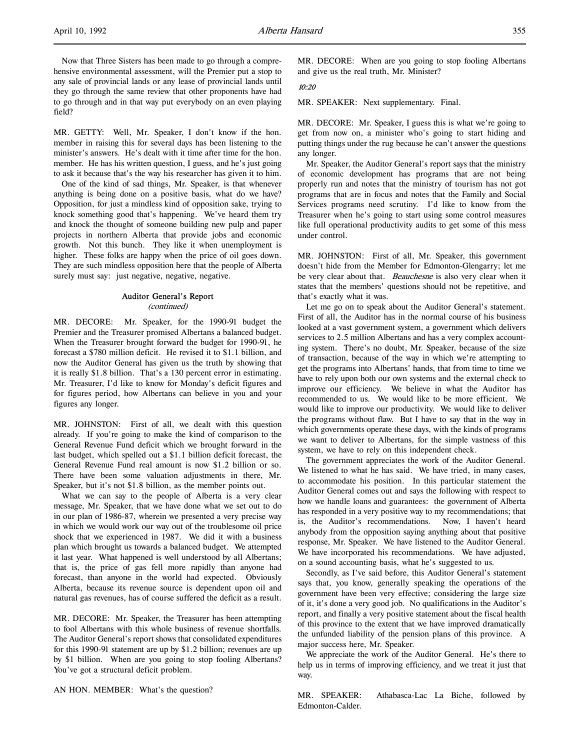Now that Three Sisters has been made to go through a comprehensive environmental assessment, will the Premier put a stop to any sale of provincial lands or any lease of provincial lands until they go through the same review that other proponents have had to go through and in that way put everybody on an even playing field?

MR. GETTY: Well, Mr. Speaker, I don't know if the hon. member in raising this for several days has been listening to the minister's answers. He's dealt with it time after time for the hon. member. He has his written question, I guess, and he's just going to ask it because that's the way his researcher has given it to him.

One of the kind of sad things, Mr. Speaker, is that whenever anything is being done on a positive basis, what do we have? Opposition, for just a mindless kind of opposition sake, trying to knock something good that's happening. We've heard them try and knock the thought of someone building new pulp and paper projects in northern Alberta that provide jobs and economic growth. Not this bunch. They like it when unemployment is higher. These folks are happy when the price of oil goes down. They are such mindless opposition here that the people of Alberta surely must say: just negative, negative, negative.

### Auditor General's Report
*(continued)*

MR. DECORE: Mr. Speaker, for the 1990-91 budget the Premier and the Treasurer promised Albertans a balanced budget. When the Treasurer brought forward the budget for 1990-91, he forecast a $780 million deficit. He revised it to $1.1 billion, and now the Auditor General has given us the truth by showing that it is really $1.8 billion. That's a 130 percent error in estimating. Mr. Treasurer, I'd like to know for Monday's deficit figures and for figures period, how Albertans can believe in you and your figures any longer.

MR. JOHNSTON: First of all, we dealt with this question already. If you're going to make the kind of comparison to the General Revenue Fund deficit which we brought forward in the last budget, which spelled out a $1.1 billion deficit forecast, the General Revenue Fund real amount is now $1.2 billion or so. There have been some valuation adjustments in there, Mr. Speaker, but it's not $1.8 billion, as the member points out.

What we can say to the people of Alberta is a very clear message, Mr. Speaker, that we have done what we set out to do in our plan of 1986-87, wherein we presented a very precise way in which we would work our way out of the troublesome oil price shock that we experienced in 1987. We did it with a business plan which brought us towards a balanced budget. We attempted it last year. What happened is well understood by all Albertans; that is, the price of gas fell more rapidly than anyone had forecast, than anyone in the world had expected. Obviously Alberta, because its revenue source is dependent upon oil and natural gas revenues, has of course suffered the deficit as a result.

MR. DECORE: Mr. Speaker, the Treasurer has been attempting to fool Albertans with this whole business of revenue shortfalls. The Auditor General's report shows that consolidated expenditures for this 1990-91 statement are up by $1.2 billion; revenues are up by $1 billion. When are you going to stop fooling Albertans? You've got a structural deficit problem.

AN HON. MEMBER: What's the question?

MR. DECORE: When are you going to stop fooling Albertans and give us the real truth, Mr. Minister?

*10:20*

MR. SPEAKER: Next supplementary. Final.

MR. DECORE: Mr. Speaker, I guess this is what we're going to get from now on, a minister who's going to start hiding and putting things under the rug because he can't answer the questions any longer.

Mr. Speaker, the Auditor General's report says that the ministry of economic development has programs that are not being properly run and notes that the ministry of tourism has not got programs that are in focus and notes that the Family and Social Services programs need scrutiny. I'd like to know from the Treasurer when he's going to start using some control measures like full operational productivity audits to get some of this mess under control.

MR. JOHNSTON: First of all, Mr. Speaker, this government doesn't hide from the Member for Edmonton-Glengarry; let me be very clear about that. *Beauchesne* is also very clear when it states that the members' questions should not be repetitive, and that's exactly what it was.

Let me go on to speak about the Auditor General's statement. First of all, the Auditor has in the normal course of his business looked at a vast government system, a government which delivers services to 2.5 million Albertans and has a very complex accounting system. There's no doubt, Mr. Speaker, because of the size of transaction, because of the way in which we're attempting to get the programs into Albertans' hands, that from time to time we have to rely upon both our own systems and the external check to improve our efficiency. We believe in what the Auditor has recommended to us. We would like to be more efficient. We would like to improve our productivity. We would like to deliver the programs without flaw. But I have to say that in the way in which governments operate these days, with the kinds of programs we want to deliver to Albertans, for the simple vastness of this system, we have to rely on this independent check.

The government appreciates the work of the Auditor General. We listened to what he has said. We have tried, in many cases, to accommodate his position. In this particular statement the Auditor General comes out and says the following with respect to how we handle loans and guarantees: the government of Alberta has responded in a very positive way to my recommendations; that is, the Auditor's recommendations. Now, I haven't heard anybody from the opposition saying anything about that positive response, Mr. Speaker. We have listened to the Auditor General. We have incorporated his recommendations. We have adjusted, on a sound accounting basis, what he's suggested to us.

Secondly, as I've said before, this Auditor General's statement says that, you know, generally speaking the operations of the government have been very effective; considering the large size of it, it's done a very good job. No qualifications in the Auditor's report, and finally a very positive statement about the fiscal health of this province to the extent that we have improved dramatically the unfunded liability of the pension plans of this province. A major success here, Mr. Speaker.

We appreciate the work of the Auditor General. He's there to help us in terms of improving efficiency, and we treat it just that way.

MR. SPEAKER: Athabasca-Lac La Biche, followed by Edmonton-Calder.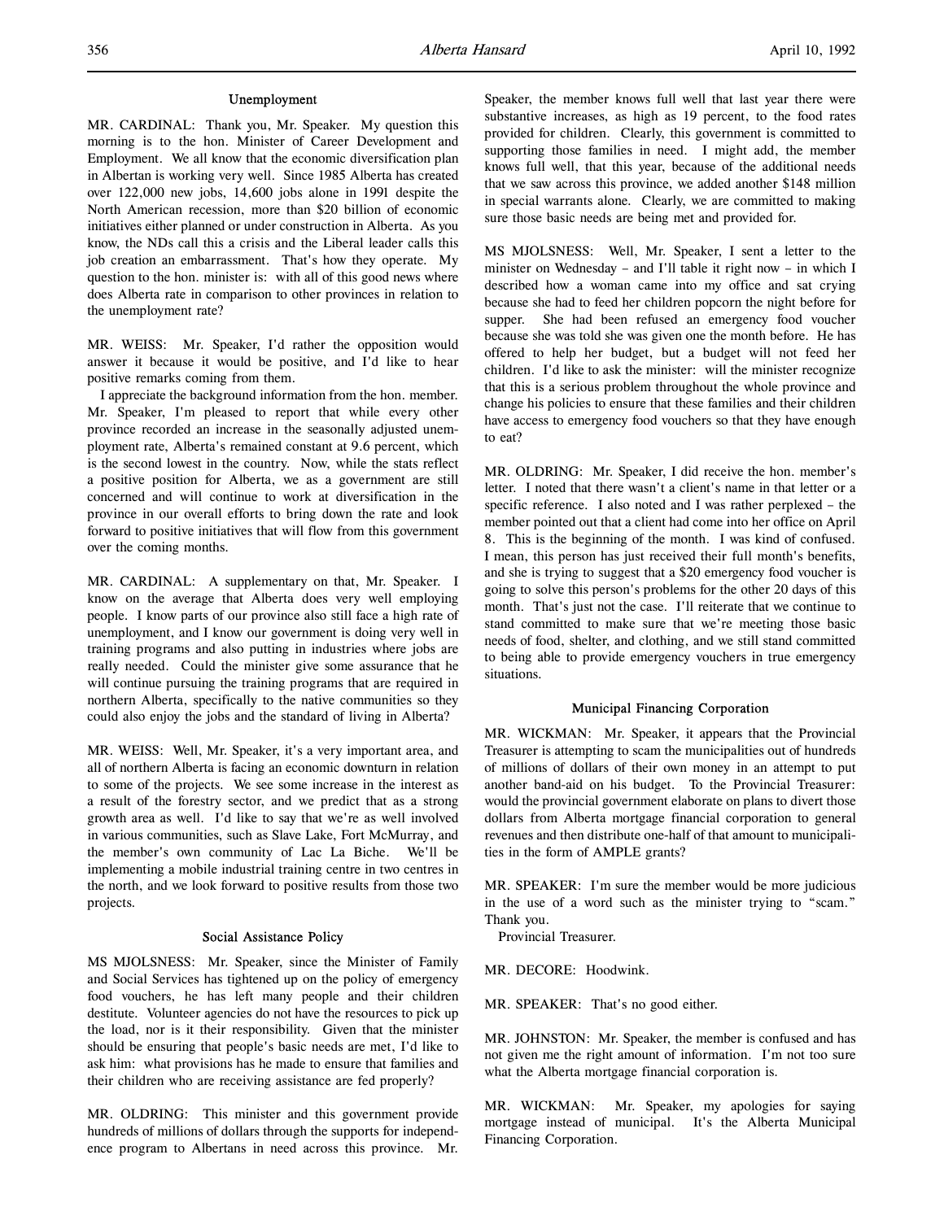### Unemployment

MR. CARDINAL: Thank you, Mr. Speaker. My question this morning is to the hon. Minister of Career Development and Employment. We all know that the economic diversification plan in Albertan is working very well. Since 1985 Alberta has created over 122,000 new jobs, 14,600 jobs alone in 1991 despite the North American recession, more than $20 billion of economic initiatives either planned or under construction in Alberta. As you know, the NDs call this a crisis and the Liberal leader calls this job creation an embarrassment. That's how they operate. My question to the hon. minister is: with all of this good news where does Alberta rate in comparison to other provinces in relation to the unemployment rate?

MR. WEISS: Mr. Speaker, I'd rather the opposition would answer it because it would be positive, and I'd like to hear positive remarks coming from them.

I appreciate the background information from the hon. member. Mr. Speaker, I'm pleased to report that while every other province recorded an increase in the seasonally adjusted unemployment rate, Alberta's remained constant at 9.6 percent, which is the second lowest in the country. Now, while the stats reflect a positive position for Alberta, we as a government are still concerned and will continue to work at diversification in the province in our overall efforts to bring down the rate and look forward to positive initiatives that will flow from this government over the coming months.

MR. CARDINAL: A supplementary on that, Mr. Speaker. I know on the average that Alberta does very well employing people. I know parts of our province also still face a high rate of unemployment, and I know our government is doing very well in training programs and also putting in industries where jobs are really needed. Could the minister give some assurance that he will continue pursuing the training programs that are required in northern Alberta, specifically to the native communities so they could also enjoy the jobs and the standard of living in Alberta?

MR. WEISS: Well, Mr. Speaker, it's a very important area, and all of northern Alberta is facing an economic downturn in relation to some of the projects. We see some increase in the interest as a result of the forestry sector, and we predict that as a strong growth area as well. I'd like to say that we're as well involved in various communities, such as Slave Lake, Fort McMurray, and the member's own community of Lac La Biche. We'll be implementing a mobile industrial training centre in two centres in the north, and we look forward to positive results from those two projects.

### Social Assistance Policy

MS MJOLSNESS: Mr. Speaker, since the Minister of Family and Social Services has tightened up on the policy of emergency food vouchers, he has left many people and their children destitute. Volunteer agencies do not have the resources to pick up the load, nor is it their responsibility. Given that the minister should be ensuring that people's basic needs are met, I'd like to ask him: what provisions has he made to ensure that families and their children who are receiving assistance are fed properly?

MR. OLDRING: This minister and this government provide hundreds of millions of dollars through the supports for independence program to Albertans in need across this province. Mr. Speaker, the member knows full well that last year there were substantive increases, as high as 19 percent, to the food rates provided for children. Clearly, this government is committed to supporting those families in need. I might add, the member knows full well, that this year, because of the additional needs that we saw across this province, we added another $148 million in special warrants alone. Clearly, we are committed to making sure those basic needs are being met and provided for.

MS MJOLSNESS: Well, Mr. Speaker, I sent a letter to the minister on Wednesday – and I'll table it right now – in which I described how a woman came into my office and sat crying because she had to feed her children popcorn the night before for supper. She had been refused an emergency food voucher because she was told she was given one the month before. He has offered to help her budget, but a budget will not feed her children. I'd like to ask the minister: will the minister recognize that this is a serious problem throughout the whole province and change his policies to ensure that these families and their children have access to emergency food vouchers so that they have enough to eat?

MR. OLDRING: Mr. Speaker, I did receive the hon. member's letter. I noted that there wasn't a client's name in that letter or a specific reference. I also noted and I was rather perplexed – the member pointed out that a client had come into her office on April 8. This is the beginning of the month. I was kind of confused. I mean, this person has just received their full month's benefits, and she is trying to suggest that a $20 emergency food voucher is going to solve this person's problems for the other 20 days of this month. That's just not the case. I'll reiterate that we continue to stand committed to make sure that we're meeting those basic needs of food, shelter, and clothing, and we still stand committed to being able to provide emergency vouchers in true emergency situations.

### Municipal Financing Corporation

MR. WICKMAN: Mr. Speaker, it appears that the Provincial Treasurer is attempting to scam the municipalities out of hundreds of millions of dollars of their own money in an attempt to put another band-aid on his budget. To the Provincial Treasurer: would the provincial government elaborate on plans to divert those dollars from Alberta mortgage financial corporation to general revenues and then distribute one-half of that amount to municipalities in the form of AMPLE grants?

MR. SPEAKER: I'm sure the member would be more judicious in the use of a word such as the minister trying to "scam." Thank you.

Provincial Treasurer.

MR. DECORE: Hoodwink.

MR. SPEAKER: That's no good either.

MR. JOHNSTON: Mr. Speaker, the member is confused and has not given me the right amount of information. I'm not too sure what the Alberta mortgage financial corporation is.

MR. WICKMAN: Mr. Speaker, my apologies for saying mortgage instead of municipal. It's the Alberta Municipal Financing Corporation.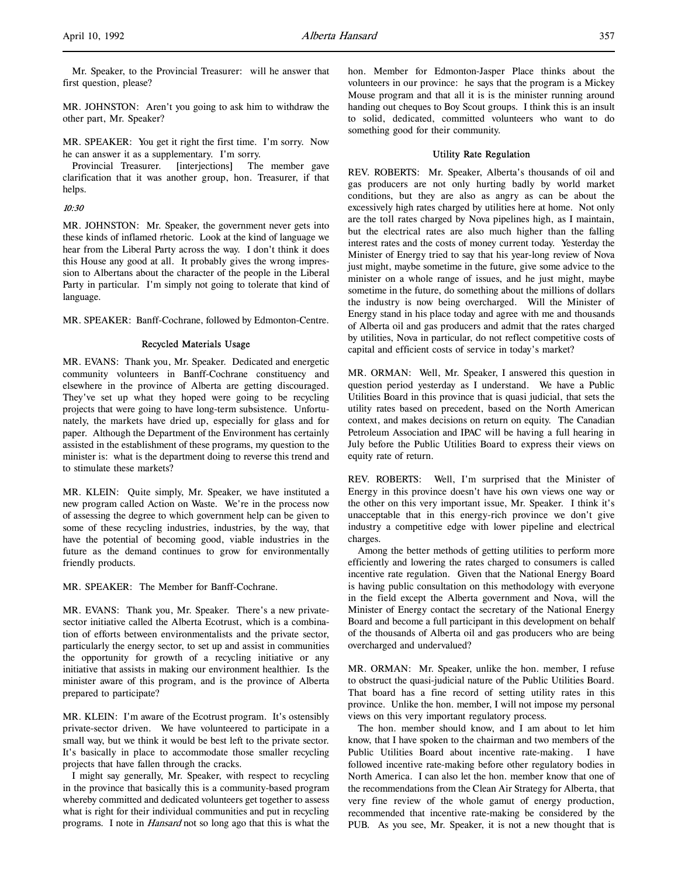Mr. Speaker, to the Provincial Treasurer: will he answer that first question, please?

MR. JOHNSTON: Aren't you going to ask him to withdraw the other part, Mr. Speaker?

MR. SPEAKER: You get it right the first time. I'm sorry. Now he can answer it as a supplementary. I'm sorry.

Provincial Treasurer. [interjections] The member gave clarification that it was another group, hon. Treasurer, if that helps.

*10:30*

MR. JOHNSTON: Mr. Speaker, the government never gets into these kinds of inflamed rhetoric. Look at the kind of language we hear from the Liberal Party across the way. I don't think it does this House any good at all. It probably gives the wrong impression to Albertans about the character of the people in the Liberal Party in particular. I'm simply not going to tolerate that kind of language.

MR. SPEAKER: Banff-Cochrane, followed by Edmonton-Centre.

## Recycled Materials Usage

MR. EVANS: Thank you, Mr. Speaker. Dedicated and energetic community volunteers in Banff-Cochrane constituency and elsewhere in the province of Alberta are getting discouraged. They've set up what they hoped were going to be recycling projects that were going to have long-term subsistence. Unfortunately, the markets have dried up, especially for glass and for paper. Although the Department of the Environment has certainly assisted in the establishment of these programs, my question to the minister is: what is the department doing to reverse this trend and to stimulate these markets?

MR. KLEIN: Quite simply, Mr. Speaker, we have instituted a new program called Action on Waste. We're in the process now of assessing the degree to which government help can be given to some of these recycling industries, industries, by the way, that have the potential of becoming good, viable industries in the future as the demand continues to grow for environmentally friendly products.

MR. SPEAKER: The Member for Banff-Cochrane.

MR. EVANS: Thank you, Mr. Speaker. There's a new private-sector initiative called the Alberta Ecotrust, which is a combination of efforts between environmentalists and the private sector, particularly the energy sector, to set up and assist in communities the opportunity for growth of a recycling initiative or any initiative that assists in making our environment healthier. Is the minister aware of this program, and is the province of Alberta prepared to participate?

MR. KLEIN: I'm aware of the Ecotrust program. It's ostensibly private-sector driven. We have volunteered to participate in a small way, but we think it would be best left to the private sector. It's basically in place to accommodate those smaller recycling projects that have fallen through the cracks.

I might say generally, Mr. Speaker, with respect to recycling in the province that basically this is a community-based program whereby committed and dedicated volunteers get together to assess what is right for their individual communities and put in recycling programs. I note in *Hansard* not so long ago that this is what the hon. Member for Edmonton-Jasper Place thinks about the volunteers in our province: he says that the program is a Mickey Mouse program and that all it is is the minister running around handing out cheques to Boy Scout groups. I think this is an insult to solid, dedicated, committed volunteers who want to do something good for their community.

## Utility Rate Regulation

REV. ROBERTS: Mr. Speaker, Alberta's thousands of oil and gas producers are not only hurting badly by world market conditions, but they are also as angry as can be about the excessively high rates charged by utilities here at home. Not only are the toll rates charged by Nova pipelines high, as I maintain, but the electrical rates are also much higher than the falling interest rates and the costs of money current today. Yesterday the Minister of Energy tried to say that his year-long review of Nova just might, maybe sometime in the future, give some advice to the minister on a whole range of issues, and he just might, maybe sometime in the future, do something about the millions of dollars the industry is now being overcharged. Will the Minister of Energy stand in his place today and agree with me and thousands of Alberta oil and gas producers and admit that the rates charged by utilities, Nova in particular, do not reflect competitive costs of capital and efficient costs of service in today's market?

MR. ORMAN: Well, Mr. Speaker, I answered this question in question period yesterday as I understand. We have a Public Utilities Board in this province that is quasi judicial, that sets the utility rates based on precedent, based on the North American context, and makes decisions on return on equity. The Canadian Petroleum Association and IPAC will be having a full hearing in July before the Public Utilities Board to express their views on equity rate of return.

REV. ROBERTS: Well, I'm surprised that the Minister of Energy in this province doesn't have his own views one way or the other on this very important issue, Mr. Speaker. I think it's unacceptable that in this energy-rich province we don't give industry a competitive edge with lower pipeline and electrical charges.

Among the better methods of getting utilities to perform more efficiently and lowering the rates charged to consumers is called incentive rate regulation. Given that the National Energy Board is having public consultation on this methodology with everyone in the field except the Alberta government and Nova, will the Minister of Energy contact the secretary of the National Energy Board and become a full participant in this development on behalf of the thousands of Alberta oil and gas producers who are being overcharged and undervalued?

MR. ORMAN: Mr. Speaker, unlike the hon. member, I refuse to obstruct the quasi-judicial nature of the Public Utilities Board. That board has a fine record of setting utility rates in this province. Unlike the hon. member, I will not impose my personal views on this very important regulatory process.

The hon. member should know, and I am about to let him know, that I have spoken to the chairman and two members of the Public Utilities Board about incentive rate-making. I have followed incentive rate-making before other regulatory bodies in North America. I can also let the hon. member know that one of the recommendations from the Clean Air Strategy for Alberta, that very fine review of the whole gamut of energy production, recommended that incentive rate-making be considered by the PUB. As you see, Mr. Speaker, it is not a new thought that is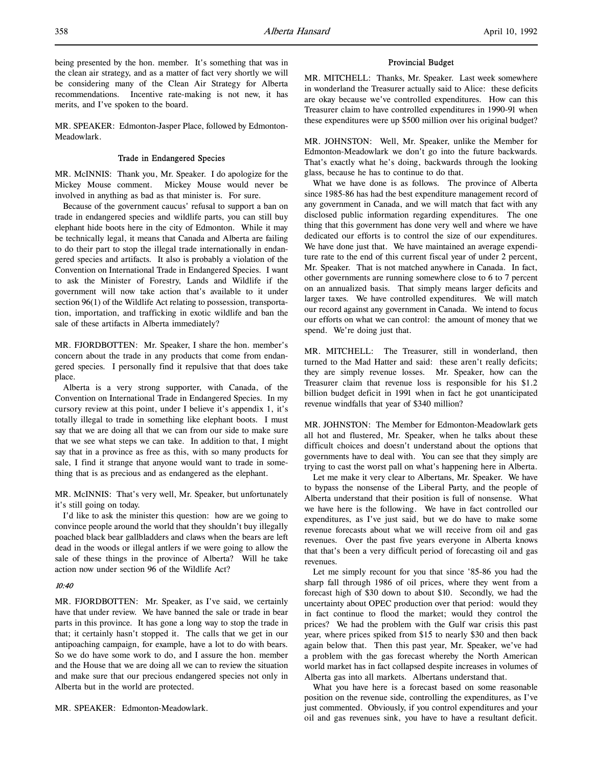being presented by the hon. member. It's something that was in the clean air strategy, and as a matter of fact very shortly we will be considering many of the Clean Air Strategy for Alberta recommendations. Incentive rate-making is not new, it has merits, and I've spoken to the board.

MR. SPEAKER: Edmonton-Jasper Place, followed by Edmonton-Meadowlark.

### Trade in Endangered Species

MR. McINNIS: Thank you, Mr. Speaker. I do apologize for the Mickey Mouse comment. Mickey Mouse would never be involved in anything as bad as that minister is. For sure.

Because of the government caucus' refusal to support a ban on trade in endangered species and wildlife parts, you can still buy elephant hide boots here in the city of Edmonton. While it may be technically legal, it means that Canada and Alberta are failing to do their part to stop the illegal trade internationally in endangered species and artifacts. It also is probably a violation of the Convention on International Trade in Endangered Species. I want to ask the Minister of Forestry, Lands and Wildlife if the government will now take action that's available to it under section 96(1) of the Wildlife Act relating to possession, transportation, importation, and trafficking in exotic wildlife and ban the sale of these artifacts in Alberta immediately?

MR. FJORDBOTTEN: Mr. Speaker, I share the hon. member's concern about the trade in any products that come from endangered species. I personally find it repulsive that that does take place.

Alberta is a very strong supporter, with Canada, of the Convention on International Trade in Endangered Species. In my cursory review at this point, under I believe it's appendix 1, it's totally illegal to trade in something like elephant boots. I must say that we are doing all that we can from our side to make sure that we see what steps we can take. In addition to that, I might say that in a province as free as this, with so many products for sale, I find it strange that anyone would want to trade in something that is as precious and as endangered as the elephant.

MR. McINNIS: That's very well, Mr. Speaker, but unfortunately it's still going on today.

I'd like to ask the minister this question: how are we going to convince people around the world that they shouldn't buy illegally poached black bear gallbladders and claws when the bears are left dead in the woods or illegal antlers if we were going to allow the sale of these things in the province of Alberta? Will he take action now under section 96 of the Wildlife Act?

*10:40*

MR. FJORDBOTTEN: Mr. Speaker, as I've said, we certainly have that under review. We have banned the sale or trade in bear parts in this province. It has gone a long way to stop the trade in that; it certainly hasn't stopped it. The calls that we get in our antipoaching campaign, for example, have a lot to do with bears. So we do have some work to do, and I assure the hon. member and the House that we are doing all we can to review the situation and make sure that our precious endangered species not only in Alberta but in the world are protected.

MR. SPEAKER: Edmonton-Meadowlark.

### Provincial Budget

MR. MITCHELL: Thanks, Mr. Speaker. Last week somewhere in wonderland the Treasurer actually said to Alice: these deficits are okay because we've controlled expenditures. How can this Treasurer claim to have controlled expenditures in 1990-91 when these expenditures were up $500 million over his original budget?

MR. JOHNSTON: Well, Mr. Speaker, unlike the Member for Edmonton-Meadowlark we don't go into the future backwards. That's exactly what he's doing, backwards through the looking glass, because he has to continue to do that.

What we have done is as follows. The province of Alberta since 1985-86 has had the best expenditure management record of any government in Canada, and we will match that fact with any disclosed public information regarding expenditures. The one thing that this government has done very well and where we have dedicated our efforts is to control the size of our expenditures. We have done just that. We have maintained an average expenditure rate to the end of this current fiscal year of under 2 percent, Mr. Speaker. That is not matched anywhere in Canada. In fact, other governments are running somewhere close to 6 to 7 percent on an annualized basis. That simply means larger deficits and larger taxes. We have controlled expenditures. We will match our record against any government in Canada. We intend to focus our efforts on what we can control: the amount of money that we spend. We're doing just that.

MR. MITCHELL: The Treasurer, still in wonderland, then turned to the Mad Hatter and said: these aren't really deficits; they are simply revenue losses. Mr. Speaker, how can the Treasurer claim that revenue loss is responsible for his $1.2 billion budget deficit in 1991 when in fact he got unanticipated revenue windfalls that year of $340 million?

MR. JOHNSTON: The Member for Edmonton-Meadowlark gets all hot and flustered, Mr. Speaker, when he talks about these difficult choices and doesn't understand about the options that governments have to deal with. You can see that they simply are trying to cast the worst pall on what's happening here in Alberta.

Let me make it very clear to Albertans, Mr. Speaker. We have to bypass the nonsense of the Liberal Party, and the people of Alberta understand that their position is full of nonsense. What we have here is the following. We have in fact controlled our expenditures, as I've just said, but we do have to make some revenue forecasts about what we will receive from oil and gas revenues. Over the past five years everyone in Alberta knows that that's been a very difficult period of forecasting oil and gas revenues.

Let me simply recount for you that since '85-86 you had the sharp fall through 1986 of oil prices, where they went from a forecast high of $30 down to about $10. Secondly, we had the uncertainty about OPEC production over that period: would they in fact continue to flood the market; would they control the prices? We had the problem with the Gulf war crisis this past year, where prices spiked from $15 to nearly $30 and then back again below that. Then this past year, Mr. Speaker, we've had a problem with the gas forecast whereby the North American world market has in fact collapsed despite increases in volumes of Alberta gas into all markets. Albertans understand that.

What you have here is a forecast based on some reasonable position on the revenue side, controlling the expenditures, as I've just commented. Obviously, if you control expenditures and your oil and gas revenues sink, you have to have a resultant deficit.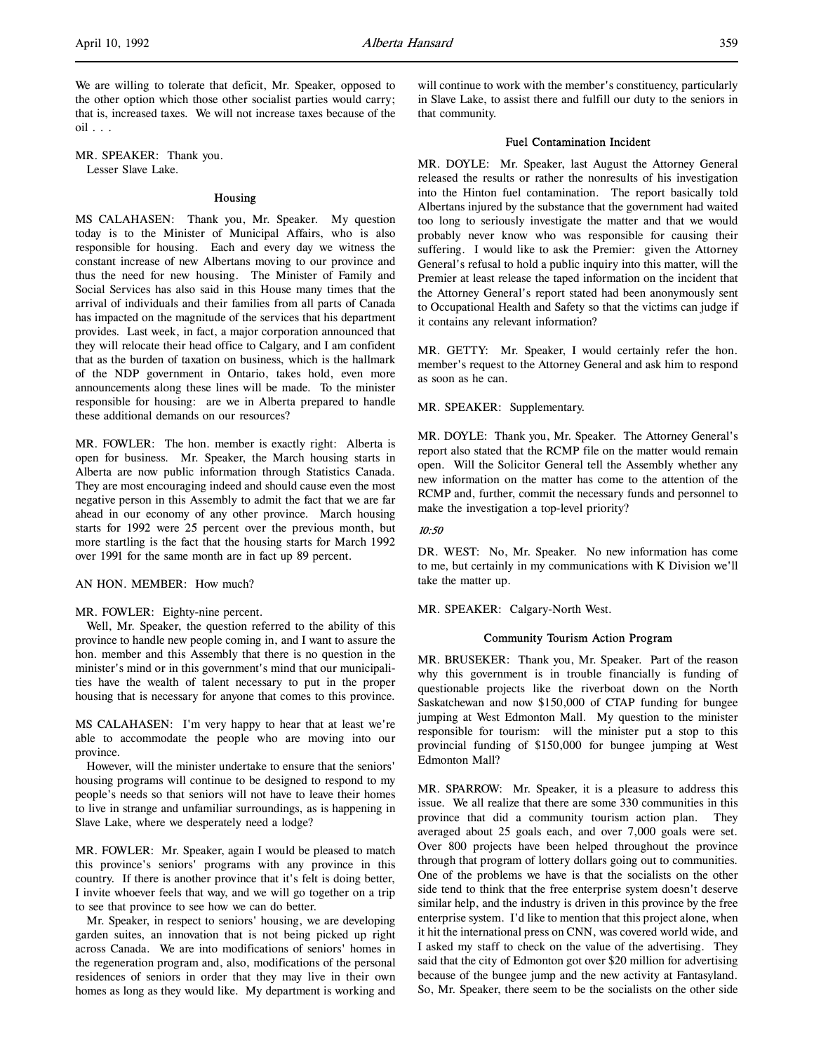We are willing to tolerate that deficit, Mr. Speaker, opposed to the other option which those other socialist parties would carry; that is, increased taxes. We will not increase taxes because of the oil . . .

MR. SPEAKER: Thank you.
Lesser Slave Lake.

### Housing

MS CALAHASEN: Thank you, Mr. Speaker. My question today is to the Minister of Municipal Affairs, who is also responsible for housing. Each and every day we witness the constant increase of new Albertans moving to our province and thus the need for new housing. The Minister of Family and Social Services has also said in this House many times that the arrival of individuals and their families from all parts of Canada has impacted on the magnitude of the services that his department provides. Last week, in fact, a major corporation announced that they will relocate their head office to Calgary, and I am confident that as the burden of taxation on business, which is the hallmark of the NDP government in Ontario, takes hold, even more announcements along these lines will be made. To the minister responsible for housing: are we in Alberta prepared to handle these additional demands on our resources?

MR. FOWLER: The hon. member is exactly right: Alberta is open for business. Mr. Speaker, the March housing starts in Alberta are now public information through Statistics Canada. They are most encouraging indeed and should cause even the most negative person in this Assembly to admit the fact that we are far ahead in our economy of any other province. March housing starts for 1992 were 25 percent over the previous month, but more startling is the fact that the housing starts for March 1992 over 1991 for the same month are in fact up 89 percent.

AN HON. MEMBER: How much?

MR. FOWLER: Eighty-nine percent.

Well, Mr. Speaker, the question referred to the ability of this province to handle new people coming in, and I want to assure the hon. member and this Assembly that there is no question in the minister's mind or in this government's mind that our municipalities have the wealth of talent necessary to put in the proper housing that is necessary for anyone that comes to this province.

MS CALAHASEN: I'm very happy to hear that at least we're able to accommodate the people who are moving into our province.

However, will the minister undertake to ensure that the seniors' housing programs will continue to be designed to respond to my people's needs so that seniors will not have to leave their homes to live in strange and unfamiliar surroundings, as is happening in Slave Lake, where we desperately need a lodge?

MR. FOWLER: Mr. Speaker, again I would be pleased to match this province's seniors' programs with any province in this country. If there is another province that it's felt is doing better, I invite whoever feels that way, and we will go together on a trip to see that province to see how we can do better.

Mr. Speaker, in respect to seniors' housing, we are developing garden suites, an innovation that is not being picked up right across Canada. We are into modifications of seniors' homes in the regeneration program and, also, modifications of the personal residences of seniors in order that they may live in their own homes as long as they would like. My department is working and will continue to work with the member's constituency, particularly in Slave Lake, to assist there and fulfill our duty to the seniors in that community.

### Fuel Contamination Incident

MR. DOYLE: Mr. Speaker, last August the Attorney General released the results or rather the nonresults of his investigation into the Hinton fuel contamination. The report basically told Albertans injured by the substance that the government had waited too long to seriously investigate the matter and that we would probably never know who was responsible for causing their suffering. I would like to ask the Premier: given the Attorney General's refusal to hold a public inquiry into this matter, will the Premier at least release the taped information on the incident that the Attorney General's report stated had been anonymously sent to Occupational Health and Safety so that the victims can judge if it contains any relevant information?

MR. GETTY: Mr. Speaker, I would certainly refer the hon. member's request to the Attorney General and ask him to respond as soon as he can.

MR. SPEAKER: Supplementary.

MR. DOYLE: Thank you, Mr. Speaker. The Attorney General's report also stated that the RCMP file on the matter would remain open. Will the Solicitor General tell the Assembly whether any new information on the matter has come to the attention of the RCMP and, further, commit the necessary funds and personnel to make the investigation a top-level priority?

*10:50*

DR. WEST: No, Mr. Speaker. No new information has come to me, but certainly in my communications with K Division we'll take the matter up.

MR. SPEAKER: Calgary-North West.

### Community Tourism Action Program

MR. BRUSEKER: Thank you, Mr. Speaker. Part of the reason why this government is in trouble financially is funding of questionable projects like the riverboat down on the North Saskatchewan and now $150,000 of CTAP funding for bungee jumping at West Edmonton Mall. My question to the minister responsible for tourism: will the minister put a stop to this provincial funding of $150,000 for bungee jumping at West Edmonton Mall?

MR. SPARROW: Mr. Speaker, it is a pleasure to address this issue. We all realize that there are some 330 communities in this province that did a community tourism action plan. They averaged about 25 goals each, and over 7,000 goals were set. Over 800 projects have been helped throughout the province through that program of lottery dollars going out to communities. One of the problems we have is that the socialists on the other side tend to think that the free enterprise system doesn't deserve similar help, and the industry is driven in this province by the free enterprise system. I'd like to mention that this project alone, when it hit the international press on CNN, was covered world wide, and I asked my staff to check on the value of the advertising. They said that the city of Edmonton got over $20 million for advertising because of the bungee jump and the new activity at Fantasyland. So, Mr. Speaker, there seem to be the socialists on the other side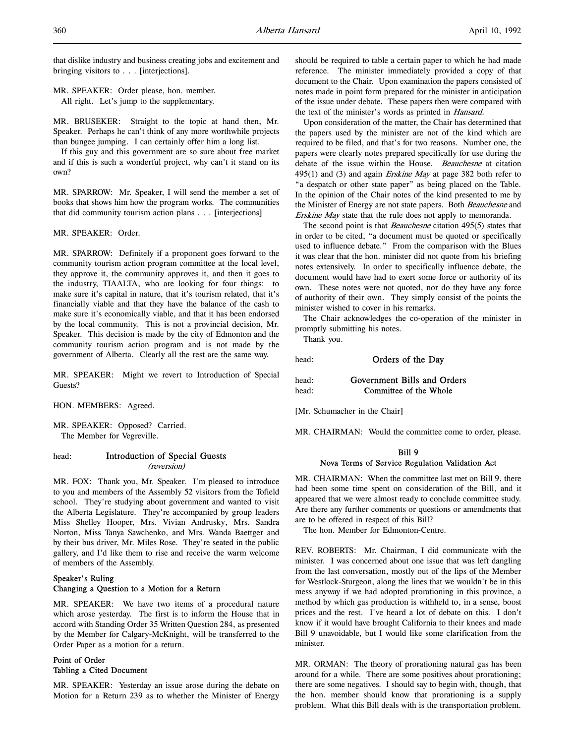that dislike industry and business creating jobs and excitement and bringing visitors to . . . [interjections].

MR. SPEAKER: Order please, hon. member.
All right. Let's jump to the supplementary.

MR. BRUSEKER: Straight to the topic at hand then, Mr. Speaker. Perhaps he can't think of any more worthwhile projects than bungee jumping. I can certainly offer him a long list.

If this guy and this government are so sure about free market and if this is such a wonderful project, why can't it stand on its own?

MR. SPARROW: Mr. Speaker, I will send the member a set of books that shows him how the program works. The communities that did community tourism action plans . . . [interjections]

MR. SPEAKER: Order.

MR. SPARROW: Definitely if a proponent goes forward to the community tourism action program committee at the local level, they approve it, the community approves it, and then it goes to the industry, TIAALTA, who are looking for four things: to make sure it's capital in nature, that it's tourism related, that it's financially viable and that they have the balance of the cash to make sure it's economically viable, and that it has been endorsed by the local community. This is not a provincial decision, Mr. Speaker. This decision is made by the city of Edmonton and the community tourism action program and is not made by the government of Alberta. Clearly all the rest are the same way.

MR. SPEAKER: Might we revert to Introduction of Special Guests?

HON. MEMBERS: Agreed.

MR. SPEAKER: Opposed? Carried.
The Member for Vegreville.

## Introduction of Special Guests
*(reversion)*

MR. FOX: Thank you, Mr. Speaker. I'm pleased to introduce to you and members of the Assembly 52 visitors from the Tofield school. They're studying about government and wanted to visit the Alberta Legislature. They're accompanied by group leaders Miss Shelley Hooper, Mrs. Vivian Andrusky, Mrs. Sandra Norton, Miss Tanya Sawchenko, and Mrs. Wanda Baettger and by their bus driver, Mr. Miles Rose. They're seated in the public gallery, and I'd like them to rise and receive the warm welcome of members of the Assembly.

### Speaker's Ruling
### Changing a Question to a Motion for a Return

MR. SPEAKER: We have two items of a procedural nature which arose yesterday. The first is to inform the House that in accord with Standing Order 35 Written Question 284, as presented by the Member for Calgary-McKnight, will be transferred to the Order Paper as a motion for a return.

### Point of Order
### Tabling a Cited Document

MR. SPEAKER: Yesterday an issue arose during the debate on Motion for a Return 239 as to whether the Minister of Energy should be required to table a certain paper to which he had made reference. The minister immediately provided a copy of that document to the Chair. Upon examination the papers consisted of notes made in point form prepared for the minister in anticipation of the issue under debate. These papers then were compared with the text of the minister's words as printed in *Hansard*.

Upon consideration of the matter, the Chair has determined that the papers used by the minister are not of the kind which are required to be filed, and that's for two reasons. Number one, the papers were clearly notes prepared specifically for use during the debate of the issue within the House. *Beauchesne* at citation 495(1) and (3) and again *Erskine May* at page 382 both refer to "a despatch or other state paper" as being placed on the Table. In the opinion of the Chair notes of the kind presented to me by the Minister of Energy are not state papers. Both *Beauchesne* and *Erskine May* state that the rule does not apply to memoranda.

The second point is that *Beauchesne* citation 495(5) states that in order to be cited, "a document must be quoted or specifically used to influence debate." From the comparison with the Blues it was clear that the hon. minister did not quote from his briefing notes extensively. In order to specifically influence debate, the document would have had to exert some force or authority of its own. These notes were not quoted, nor do they have any force of authority of their own. They simply consist of the points the minister wished to cover in his remarks.

The Chair acknowledges the co-operation of the minister in promptly submitting his notes.

Thank you.

# Orders of the Day

## Government Bills and Orders
## Committee of the Whole

[Mr. Schumacher in the Chair]

MR. CHAIRMAN: Would the committee come to order, please.

### Bill 9
### Nova Terms of Service Regulation Validation Act

MR. CHAIRMAN: When the committee last met on Bill 9, there had been some time spent on consideration of the Bill, and it appeared that we were almost ready to conclude committee study. Are there any further comments or questions or amendments that are to be offered in respect of this Bill?

The hon. Member for Edmonton-Centre.

REV. ROBERTS: Mr. Chairman, I did communicate with the minister. I was concerned about one issue that was left dangling from the last conversation, mostly out of the lips of the Member for Westlock-Sturgeon, along the lines that we wouldn't be in this mess anyway if we had adopted prorationing in this province, a method by which gas production is withheld to, in a sense, boost prices and the rest. I've heard a lot of debate on this. I don't know if it would have brought California to their knees and made Bill 9 unavoidable, but I would like some clarification from the minister.

MR. ORMAN: The theory of prorationing natural gas has been around for a while. There are some positives about prorationing; there are some negatives. I should say to begin with, though, that the hon. member should know that prorationing is a supply problem. What this Bill deals with is the transportation problem.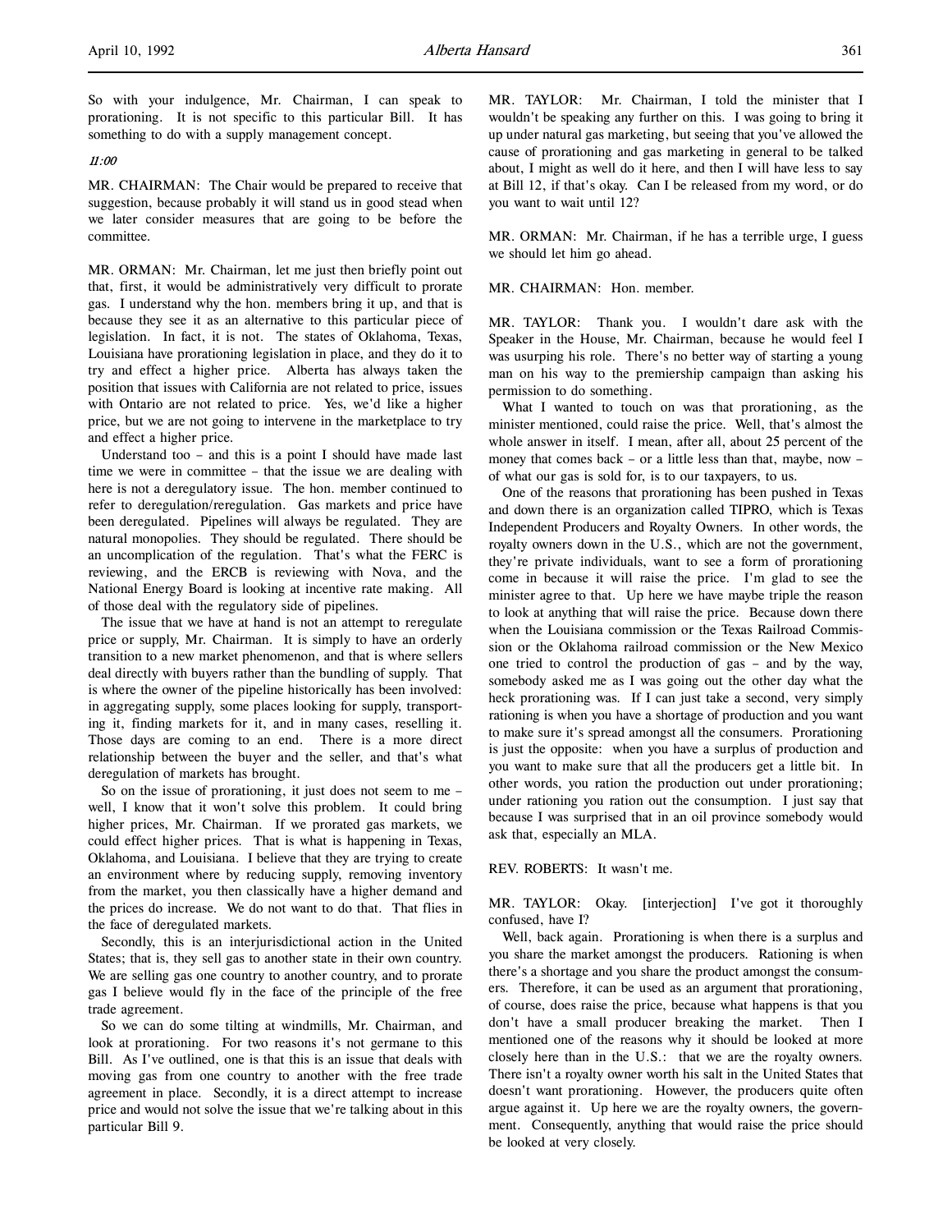So with your indulgence, Mr. Chairman, I can speak to prorationing. It is not specific to this particular Bill. It has something to do with a supply management concept.

*11:00*

MR. CHAIRMAN: The Chair would be prepared to receive that suggestion, because probably it will stand us in good stead when we later consider measures that are going to be before the committee.

MR. ORMAN: Mr. Chairman, let me just then briefly point out that, first, it would be administratively very difficult to prorate gas. I understand why the hon. members bring it up, and that is because they see it as an alternative to this particular piece of legislation. In fact, it is not. The states of Oklahoma, Texas, Louisiana have prorationing legislation in place, and they do it to try and effect a higher price. Alberta has always taken the position that issues with California are not related to price, issues with Ontario are not related to price. Yes, we'd like a higher price, but we are not going to intervene in the marketplace to try and effect a higher price.

Understand too – and this is a point I should have made last time we were in committee – that the issue we are dealing with here is not a deregulatory issue. The hon. member continued to refer to deregulation/reregulation. Gas markets and price have been deregulated. Pipelines will always be regulated. They are natural monopolies. They should be regulated. There should be an uncomplication of the regulation. That's what the FERC is reviewing, and the ERCB is reviewing with Nova, and the National Energy Board is looking at incentive rate making. All of those deal with the regulatory side of pipelines.

The issue that we have at hand is not an attempt to reregulate price or supply, Mr. Chairman. It is simply to have an orderly transition to a new market phenomenon, and that is where sellers deal directly with buyers rather than the bundling of supply. That is where the owner of the pipeline historically has been involved: in aggregating supply, some places looking for supply, transporting it, finding markets for it, and in many cases, reselling it. Those days are coming to an end. There is a more direct relationship between the buyer and the seller, and that's what deregulation of markets has brought.

So on the issue of prorationing, it just does not seem to me – well, I know that it won't solve this problem. It could bring higher prices, Mr. Chairman. If we prorated gas markets, we could effect higher prices. That is what is happening in Texas, Oklahoma, and Louisiana. I believe that they are trying to create an environment where by reducing supply, removing inventory from the market, you then classically have a higher demand and the prices do increase. We do not want to do that. That flies in the face of deregulated markets.

Secondly, this is an interjurisdictional action in the United States; that is, they sell gas to another state in their own country. We are selling gas one country to another country, and to prorate gas I believe would fly in the face of the principle of the free trade agreement.

So we can do some tilting at windmills, Mr. Chairman, and look at prorationing. For two reasons it's not germane to this Bill. As I've outlined, one is that this is an issue that deals with moving gas from one country to another with the free trade agreement in place. Secondly, it is a direct attempt to increase price and would not solve the issue that we're talking about in this particular Bill 9.

MR. TAYLOR: Mr. Chairman, I told the minister that I wouldn't be speaking any further on this. I was going to bring it up under natural gas marketing, but seeing that you've allowed the cause of prorationing and gas marketing in general to be talked about, I might as well do it here, and then I will have less to say at Bill 12, if that's okay. Can I be released from my word, or do you want to wait until 12?

MR. ORMAN: Mr. Chairman, if he has a terrible urge, I guess we should let him go ahead.

MR. CHAIRMAN: Hon. member.

MR. TAYLOR: Thank you. I wouldn't dare ask with the Speaker in the House, Mr. Chairman, because he would feel I was usurping his role. There's no better way of starting a young man on his way to the premiership campaign than asking his permission to do something.

What I wanted to touch on was that prorationing, as the minister mentioned, could raise the price. Well, that's almost the whole answer in itself. I mean, after all, about 25 percent of the money that comes back – or a little less than that, maybe, now – of what our gas is sold for, is to our taxpayers, to us.

One of the reasons that prorationing has been pushed in Texas and down there is an organization called TIPRO, which is Texas Independent Producers and Royalty Owners. In other words, the royalty owners down in the U.S., which are not the government, they're private individuals, want to see a form of prorationing come in because it will raise the price. I'm glad to see the minister agree to that. Up here we have maybe triple the reason to look at anything that will raise the price. Because down there when the Louisiana commission or the Texas Railroad Commission or the Oklahoma railroad commission or the New Mexico one tried to control the production of gas – and by the way, somebody asked me as I was going out the other day what the heck prorationing was. If I can just take a second, very simply rationing is when you have a shortage of production and you want to make sure it's spread amongst all the consumers. Prorationing is just the opposite: when you have a surplus of production and you want to make sure that all the producers get a little bit. In other words, you ration the production out under prorationing; under rationing you ration out the consumption. I just say that because I was surprised that in an oil province somebody would ask that, especially an MLA.

REV. ROBERTS: It wasn't me.

MR. TAYLOR: Okay. [interjection] I've got it thoroughly confused, have I?

Well, back again. Prorationing is when there is a surplus and you share the market amongst the producers. Rationing is when there's a shortage and you share the product amongst the consumers. Therefore, it can be used as an argument that prorationing, of course, does raise the price, because what happens is that you don't have a small producer breaking the market. Then I mentioned one of the reasons why it should be looked at more closely here than in the U.S.: that we are the royalty owners. There isn't a royalty owner worth his salt in the United States that doesn't want prorationing. However, the producers quite often argue against it. Up here we are the royalty owners, the government. Consequently, anything that would raise the price should be looked at very closely.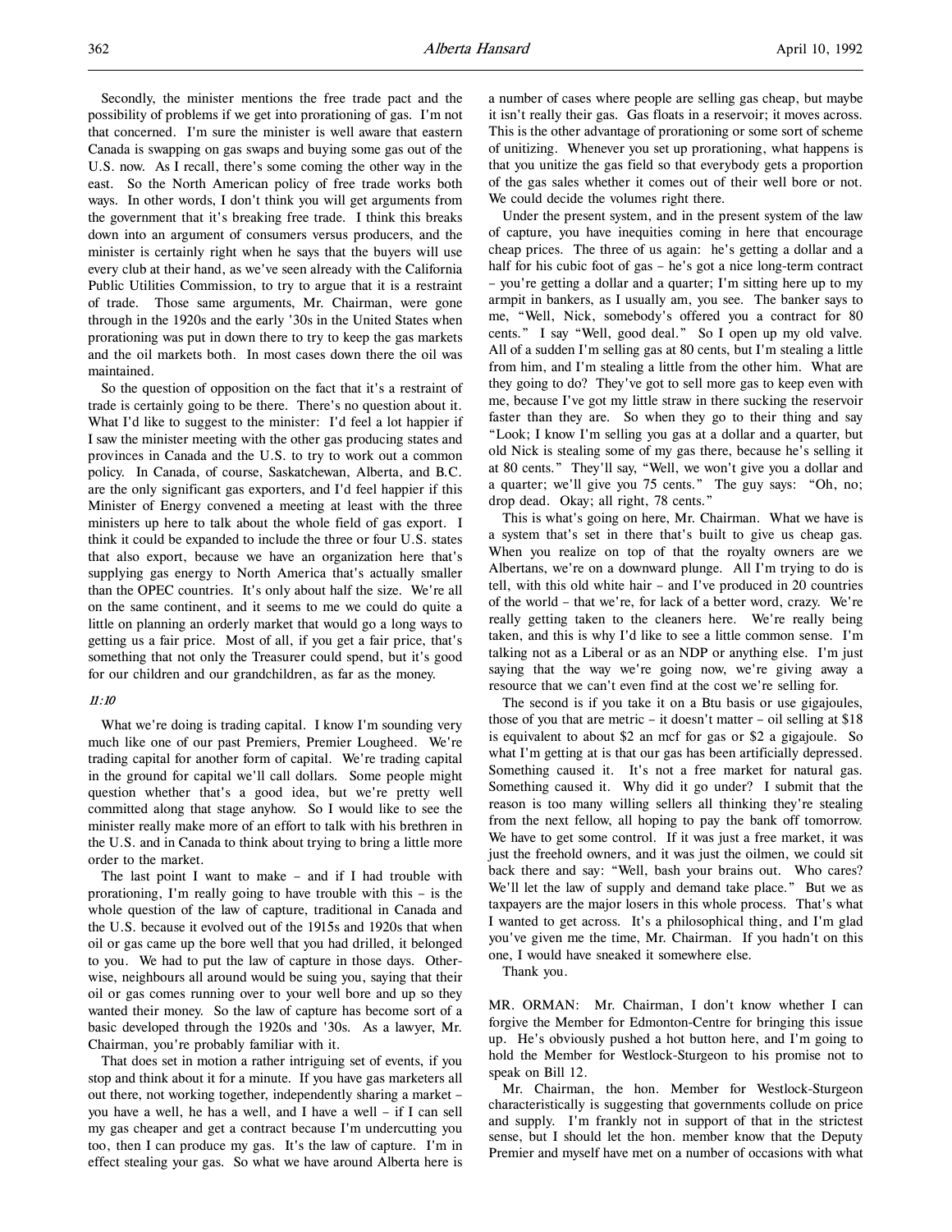Secondly, the minister mentions the free trade pact and the possibility of problems if we get into prorationing of gas. I'm not that concerned. I'm sure the minister is well aware that eastern Canada is swapping on gas swaps and buying some gas out of the U.S. now. As I recall, there's some coming the other way in the east. So the North American policy of free trade works both ways. In other words, I don't think you will get arguments from the government that it's breaking free trade. I think this breaks down into an argument of consumers versus producers, and the minister is certainly right when he says that the buyers will use every club at their hand, as we've seen already with the California Public Utilities Commission, to try to argue that it is a restraint of trade. Those same arguments, Mr. Chairman, were gone through in the 1920s and the early '30s in the United States when prorationing was put in down there to try to keep the gas markets and the oil markets both. In most cases down there the oil was maintained.

So the question of opposition on the fact that it's a restraint of trade is certainly going to be there. There's no question about it. What I'd like to suggest to the minister: I'd feel a lot happier if I saw the minister meeting with the other gas producing states and provinces in Canada and the U.S. to try to work out a common policy. In Canada, of course, Saskatchewan, Alberta, and B.C. are the only significant gas exporters, and I'd feel happier if this Minister of Energy convened a meeting at least with the three ministers up here to talk about the whole field of gas export. I think it could be expanded to include the three or four U.S. states that also export, because we have an organization here that's supplying gas energy to North America that's actually smaller than the OPEC countries. It's only about half the size. We're all on the same continent, and it seems to me we could do quite a little on planning an orderly market that would go a long ways to getting us a fair price. Most of all, if you get a fair price, that's something that not only the Treasurer could spend, but it's good for our children and our grandchildren, as far as the money.

*11:10*

What we're doing is trading capital. I know I'm sounding very much like one of our past Premiers, Premier Lougheed. We're trading capital for another form of capital. We're trading capital in the ground for capital we'll call dollars. Some people might question whether that's a good idea, but we're pretty well committed along that stage anyhow. So I would like to see the minister really make more of an effort to talk with his brethren in the U.S. and in Canada to think about trying to bring a little more order to the market.

The last point I want to make – and if I had trouble with prorationing, I'm really going to have trouble with this – is the whole question of the law of capture, traditional in Canada and the U.S. because it evolved out of the 1915s and 1920s that when oil or gas came up the bore well that you had drilled, it belonged to you. We had to put the law of capture in those days. Otherwise, neighbours all around would be suing you, saying that their oil or gas comes running over to your well bore and up so they wanted their money. So the law of capture has become sort of a basic developed through the 1920s and '30s. As a lawyer, Mr. Chairman, you're probably familiar with it.

That does set in motion a rather intriguing set of events, if you stop and think about it for a minute. If you have gas marketers all out there, not working together, independently sharing a market – you have a well, he has a well, and I have a well – if I can sell my gas cheaper and get a contract because I'm undercutting you too, then I can produce my gas. It's the law of capture. I'm in effect stealing your gas. So what we have around Alberta here is a number of cases where people are selling gas cheap, but maybe it isn't really their gas. Gas floats in a reservoir; it moves across. This is the other advantage of prorationing or some sort of scheme of unitizing. Whenever you set up prorationing, what happens is that you unitize the gas field so that everybody gets a proportion of the gas sales whether it comes out of their well bore or not. We could decide the volumes right there.

Under the present system, and in the present system of the law of capture, you have inequities coming in here that encourage cheap prices. The three of us again: he's getting a dollar and a half for his cubic foot of gas – he's got a nice long-term contract – you're getting a dollar and a quarter; I'm sitting here up to my armpit in bankers, as I usually am, you see. The banker says to me, "Well, Nick, somebody's offered you a contract for 80 cents." I say "Well, good deal." So I open up my old valve. All of a sudden I'm selling gas at 80 cents, but I'm stealing a little from him, and I'm stealing a little from the other him. What are they going to do? They've got to sell more gas to keep even with me, because I've got my little straw in there sucking the reservoir faster than they are. So when they go to their thing and say "Look; I know I'm selling you gas at a dollar and a quarter, but old Nick is stealing some of my gas there, because he's selling it at 80 cents." They'll say, "Well, we won't give you a dollar and a quarter; we'll give you 75 cents." The guy says: "Oh, no; drop dead. Okay; all right, 78 cents."

This is what's going on here, Mr. Chairman. What we have is a system that's set in there that's built to give us cheap gas. When you realize on top of that the royalty owners are we Albertans, we're on a downward plunge. All I'm trying to do is tell, with this old white hair – and I've produced in 20 countries of the world – that we're, for lack of a better word, crazy. We're really getting taken to the cleaners here. We're really being taken, and this is why I'd like to see a little common sense. I'm talking not as a Liberal or as an NDP or anything else. I'm just saying that the way we're going now, we're giving away a resource that we can't even find at the cost we're selling for.

The second is if you take it on a Btu basis or use gigajoules, those of you that are metric – it doesn't matter – oil selling at $18 is equivalent to about $2 an mcf for gas or $2 a gigajoule. So what I'm getting at is that our gas has been artificially depressed. Something caused it. It's not a free market for natural gas. Something caused it. Why did it go under? I submit that the reason is too many willing sellers all thinking they're stealing from the next fellow, all hoping to pay the bank off tomorrow. We have to get some control. If it was just a free market, it was just the freehold owners, and it was just the oilmen, we could sit back there and say: "Well, bash your brains out. Who cares? We'll let the law of supply and demand take place." But we as taxpayers are the major losers in this whole process. That's what I wanted to get across. It's a philosophical thing, and I'm glad you've given me the time, Mr. Chairman. If you hadn't on this one, I would have sneaked it somewhere else.

Thank you.

MR. ORMAN: Mr. Chairman, I don't know whether I can forgive the Member for Edmonton-Centre for bringing this issue up. He's obviously pushed a hot button here, and I'm going to hold the Member for Westlock-Sturgeon to his promise not to speak on Bill 12.

Mr. Chairman, the hon. Member for Westlock-Sturgeon characteristically is suggesting that governments collude on price and supply. I'm frankly not in support of that in the strictest sense, but I should let the hon. member know that the Deputy Premier and myself have met on a number of occasions with what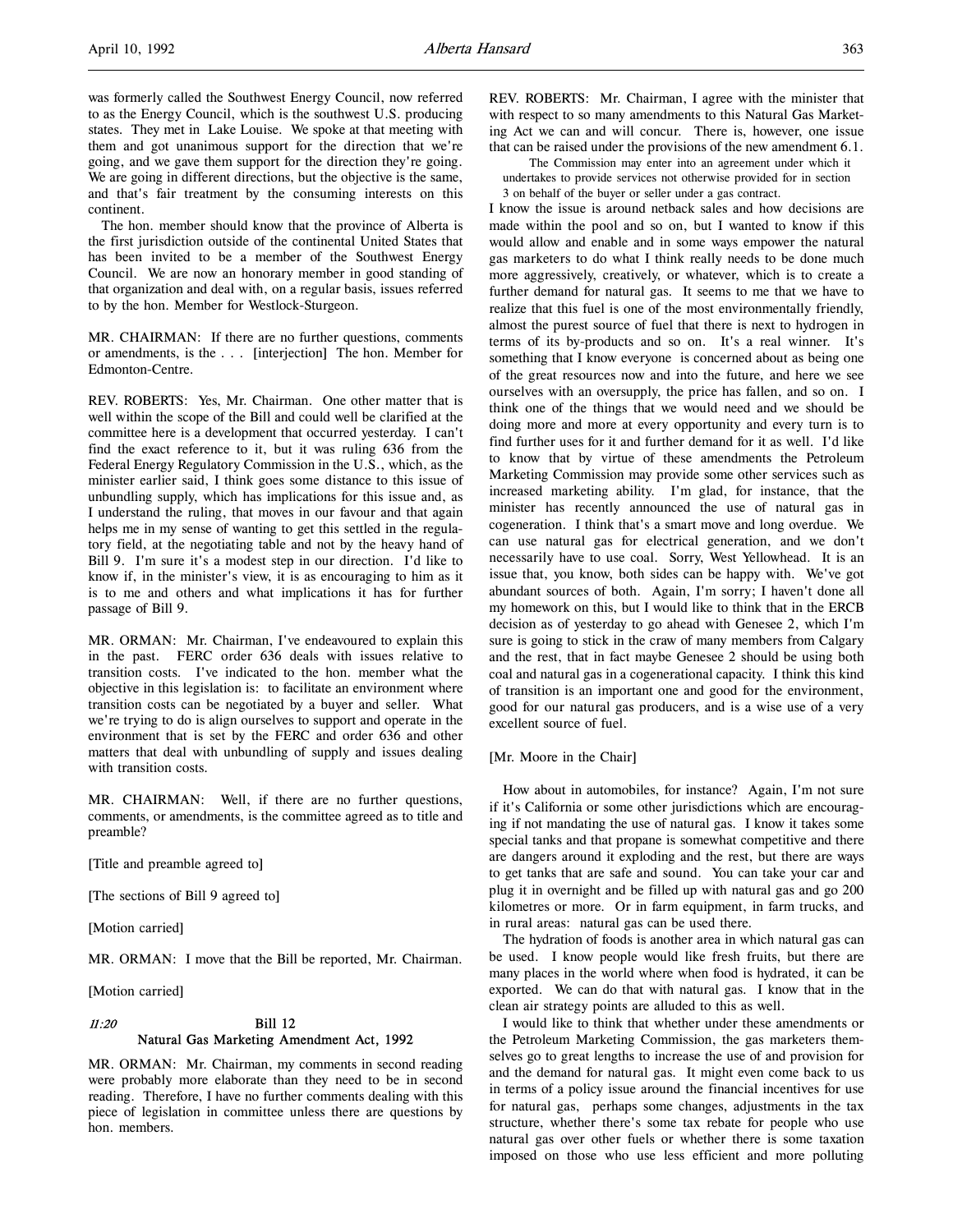was formerly called the Southwest Energy Council, now referred to as the Energy Council, which is the southwest U.S. producing states. They met in Lake Louise. We spoke at that meeting with them and got unanimous support for the direction that we're going, and we gave them support for the direction they're going. We are going in different directions, but the objective is the same, and that's fair treatment by the consuming interests on this continent.

The hon. member should know that the province of Alberta is the first jurisdiction outside of the continental United States that has been invited to be a member of the Southwest Energy Council. We are now an honorary member in good standing of that organization and deal with, on a regular basis, issues referred to by the hon. Member for Westlock-Sturgeon.

MR. CHAIRMAN: If there are no further questions, comments or amendments, is the . . . [interjection] The hon. Member for Edmonton-Centre.

REV. ROBERTS: Yes, Mr. Chairman. One other matter that is well within the scope of the Bill and could well be clarified at the committee here is a development that occurred yesterday. I can't find the exact reference to it, but it was ruling 636 from the Federal Energy Regulatory Commission in the U.S., which, as the minister earlier said, I think goes some distance to this issue of unbundling supply, which has implications for this issue and, as I understand the ruling, that moves in our favour and that again helps me in my sense of wanting to get this settled in the regulatory field, at the negotiating table and not by the heavy hand of Bill 9. I'm sure it's a modest step in our direction. I'd like to know if, in the minister's view, it is as encouraging to him as it is to me and others and what implications it has for further passage of Bill 9.

MR. ORMAN: Mr. Chairman, I've endeavoured to explain this in the past. FERC order 636 deals with issues relative to transition costs. I've indicated to the hon. member what the objective in this legislation is: to facilitate an environment where transition costs can be negotiated by a buyer and seller. What we're trying to do is align ourselves to support and operate in the environment that is set by the FERC and order 636 and other matters that deal with unbundling of supply and issues dealing with transition costs.

MR. CHAIRMAN: Well, if there are no further questions, comments, or amendments, is the committee agreed as to title and preamble?

[Title and preamble agreed to]

[The sections of Bill 9 agreed to]

[Motion carried]

MR. ORMAN: I move that the Bill be reported, Mr. Chairman.

[Motion carried]

*11:20*

## Bill 12
## Natural Gas Marketing Amendment Act, 1992

MR. ORMAN: Mr. Chairman, my comments in second reading were probably more elaborate than they need to be in second reading. Therefore, I have no further comments dealing with this piece of legislation in committee unless there are questions by hon. members.

REV. ROBERTS: Mr. Chairman, I agree with the minister that with respect to so many amendments to this Natural Gas Marketing Act we can and will concur. There is, however, one issue that can be raised under the provisions of the new amendment 6.1.

> The Commission may enter into an agreement under which it undertakes to provide services not otherwise provided for in section 3 on behalf of the buyer or seller under a gas contract.

I know the issue is around netback sales and how decisions are made within the pool and so on, but I wanted to know if this would allow and enable and in some ways empower the natural gas marketers to do what I think really needs to be done much more aggressively, creatively, or whatever, which is to create a further demand for natural gas. It seems to me that we have to realize that this fuel is one of the most environmentally friendly, almost the purest source of fuel that there is next to hydrogen in terms of its by-products and so on. It's a real winner. It's something that I know everyone is concerned about as being one of the great resources now and into the future, and here we see ourselves with an oversupply, the price has fallen, and so on. I think one of the things that we would need and we should be doing more and more at every opportunity and every turn is to find further uses for it and further demand for it as well. I'd like to know that by virtue of these amendments the Petroleum Marketing Commission may provide some other services such as increased marketing ability. I'm glad, for instance, that the minister has recently announced the use of natural gas in cogeneration. I think that's a smart move and long overdue. We can use natural gas for electrical generation, and we don't necessarily have to use coal. Sorry, West Yellowhead. It is an issue that, you know, both sides can be happy with. We've got abundant sources of both. Again, I'm sorry; I haven't done all my homework on this, but I would like to think that in the ERCB decision as of yesterday to go ahead with Genesee 2, which I'm sure is going to stick in the craw of many members from Calgary and the rest, that in fact maybe Genesee 2 should be using both coal and natural gas in a cogenerational capacity. I think this kind of transition is an important one and good for the environment, good for our natural gas producers, and is a wise use of a very excellent source of fuel.

[Mr. Moore in the Chair]

How about in automobiles, for instance? Again, I'm not sure if it's California or some other jurisdictions which are encouraging if not mandating the use of natural gas. I know it takes some special tanks and that propane is somewhat competitive and there are dangers around it exploding and the rest, but there are ways to get tanks that are safe and sound. You can take your car and plug it in overnight and be filled up with natural gas and go 200 kilometres or more. Or in farm equipment, in farm trucks, and in rural areas: natural gas can be used there.

The hydration of foods is another area in which natural gas can be used. I know people would like fresh fruits, but there are many places in the world where when food is hydrated, it can be exported. We can do that with natural gas. I know that in the clean air strategy points are alluded to this as well.

I would like to think that whether under these amendments or the Petroleum Marketing Commission, the gas marketers themselves go to great lengths to increase the use of and provision for and the demand for natural gas. It might even come back to us in terms of a policy issue around the financial incentives for use for natural gas, perhaps some changes, adjustments in the tax structure, whether there's some tax rebate for people who use natural gas over other fuels or whether there is some taxation imposed on those who use less efficient and more polluting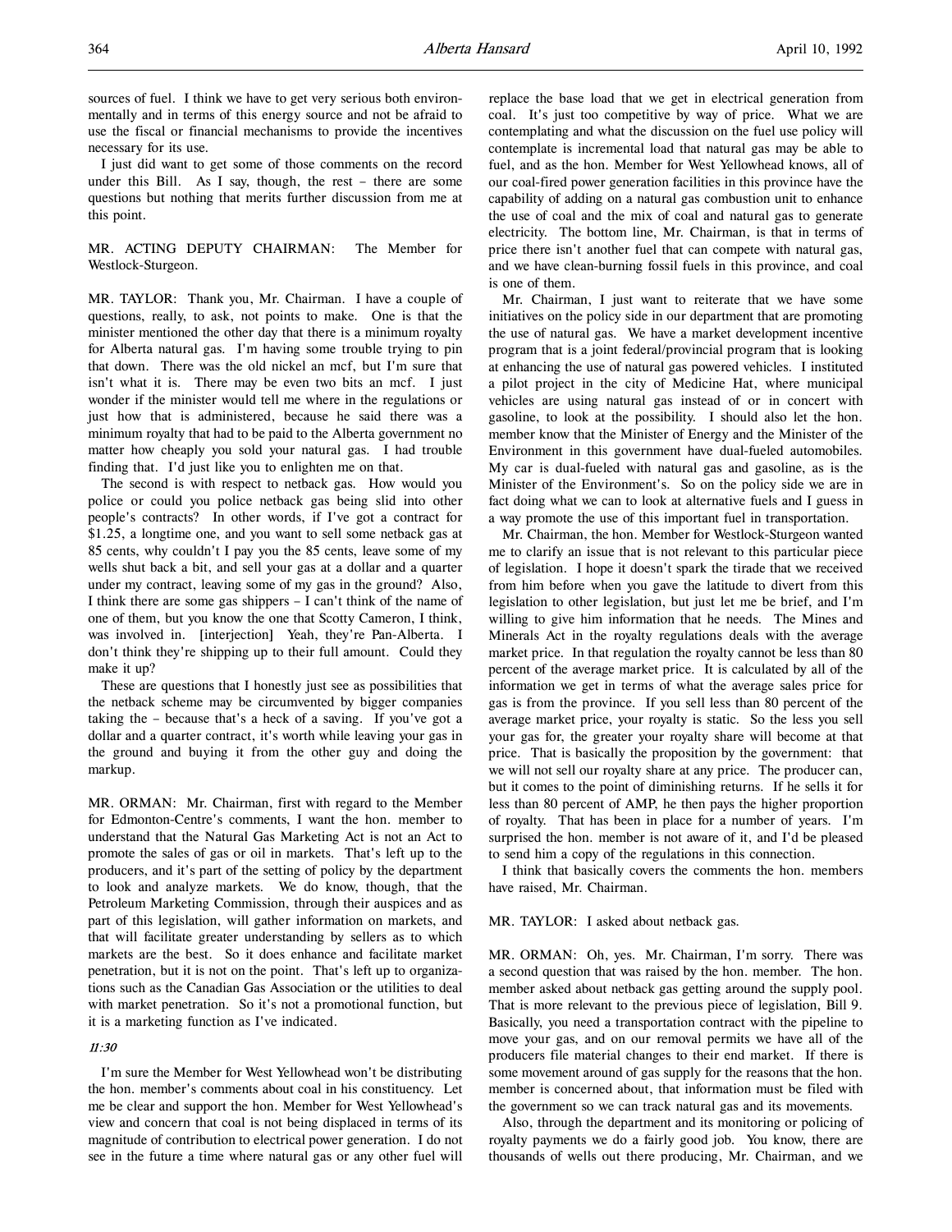sources of fuel. I think we have to get very serious both environmentally and in terms of this energy source and not be afraid to use the fiscal or financial mechanisms to provide the incentives necessary for its use.

I just did want to get some of those comments on the record under this Bill. As I say, though, the rest – there are some questions but nothing that merits further discussion from me at this point.

MR. ACTING DEPUTY CHAIRMAN: The Member for Westlock-Sturgeon.

MR. TAYLOR: Thank you, Mr. Chairman. I have a couple of questions, really, to ask, not points to make. One is that the minister mentioned the other day that there is a minimum royalty for Alberta natural gas. I'm having some trouble trying to pin that down. There was the old nickel an mcf, but I'm sure that isn't what it is. There may be even two bits an mcf. I just wonder if the minister would tell me where in the regulations or just how that is administered, because he said there was a minimum royalty that had to be paid to the Alberta government no matter how cheaply you sold your natural gas. I had trouble finding that. I'd just like you to enlighten me on that.

The second is with respect to netback gas. How would you police or could you police netback gas being slid into other people's contracts? In other words, if I've got a contract for $1.25, a longtime one, and you want to sell some netback gas at 85 cents, why couldn't I pay you the 85 cents, leave some of my wells shut back a bit, and sell your gas at a dollar and a quarter under my contract, leaving some of my gas in the ground? Also, I think there are some gas shippers – I can't think of the name of one of them, but you know the one that Scotty Cameron, I think, was involved in. [interjection] Yeah, they're Pan-Alberta. I don't think they're shipping up to their full amount. Could they make it up?

These are questions that I honestly just see as possibilities that the netback scheme may be circumvented by bigger companies taking the – because that's a heck of a saving. If you've got a dollar and a quarter contract, it's worth while leaving your gas in the ground and buying it from the other guy and doing the markup.

MR. ORMAN: Mr. Chairman, first with regard to the Member for Edmonton-Centre's comments, I want the hon. member to understand that the Natural Gas Marketing Act is not an Act to promote the sales of gas or oil in markets. That's left up to the producers, and it's part of the setting of policy by the department to look and analyze markets. We do know, though, that the Petroleum Marketing Commission, through their auspices and as part of this legislation, will gather information on markets, and that will facilitate greater understanding by sellers as to which markets are the best. So it does enhance and facilitate market penetration, but it is not on the point. That's left up to organizations such as the Canadian Gas Association or the utilities to deal with market penetration. So it's not a promotional function, but it is a marketing function as I've indicated.

*11:30*

I'm sure the Member for West Yellowhead won't be distributing the hon. member's comments about coal in his constituency. Let me be clear and support the hon. Member for West Yellowhead's view and concern that coal is not being displaced in terms of its magnitude of contribution to electrical power generation. I do not see in the future a time where natural gas or any other fuel will replace the base load that we get in electrical generation from coal. It's just too competitive by way of price. What we are contemplating and what the discussion on the fuel use policy will contemplate is incremental load that natural gas may be able to fuel, and as the hon. Member for West Yellowhead knows, all of our coal-fired power generation facilities in this province have the capability of adding on a natural gas combustion unit to enhance the use of coal and the mix of coal and natural gas to generate electricity. The bottom line, Mr. Chairman, is that in terms of price there isn't another fuel that can compete with natural gas, and we have clean-burning fossil fuels in this province, and coal is one of them.

Mr. Chairman, I just want to reiterate that we have some initiatives on the policy side in our department that are promoting the use of natural gas. We have a market development incentive program that is a joint federal/provincial program that is looking at enhancing the use of natural gas powered vehicles. I instituted a pilot project in the city of Medicine Hat, where municipal vehicles are using natural gas instead of or in concert with gasoline, to look at the possibility. I should also let the hon. member know that the Minister of Energy and the Minister of the Environment in this government have dual-fueled automobiles. My car is dual-fueled with natural gas and gasoline, as is the Minister of the Environment's. So on the policy side we are in fact doing what we can to look at alternative fuels and I guess in a way promote the use of this important fuel in transportation.

Mr. Chairman, the hon. Member for Westlock-Sturgeon wanted me to clarify an issue that is not relevant to this particular piece of legislation. I hope it doesn't spark the tirade that we received from him before when you gave the latitude to divert from this legislation to other legislation, but just let me be brief, and I'm willing to give him information that he needs. The Mines and Minerals Act in the royalty regulations deals with the average market price. In that regulation the royalty cannot be less than 80 percent of the average market price. It is calculated by all of the information we get in terms of what the average sales price for gas is from the province. If you sell less than 80 percent of the average market price, your royalty is static. So the less you sell your gas for, the greater your royalty share will become at that price. That is basically the proposition by the government: that we will not sell our royalty share at any price. The producer can, but it comes to the point of diminishing returns. If he sells it for less than 80 percent of AMP, he then pays the higher proportion of royalty. That has been in place for a number of years. I'm surprised the hon. member is not aware of it, and I'd be pleased to send him a copy of the regulations in this connection.

I think that basically covers the comments the hon. members have raised, Mr. Chairman.

MR. TAYLOR: I asked about netback gas.

MR. ORMAN: Oh, yes. Mr. Chairman, I'm sorry. There was a second question that was raised by the hon. member. The hon. member asked about netback gas getting around the supply pool. That is more relevant to the previous piece of legislation, Bill 9. Basically, you need a transportation contract with the pipeline to move your gas, and on our removal permits we have all of the producers file material changes to their end market. If there is some movement around of gas supply for the reasons that the hon. member is concerned about, that information must be filed with the government so we can track natural gas and its movements.

Also, through the department and its monitoring or policing of royalty payments we do a fairly good job. You know, there are thousands of wells out there producing, Mr. Chairman, and we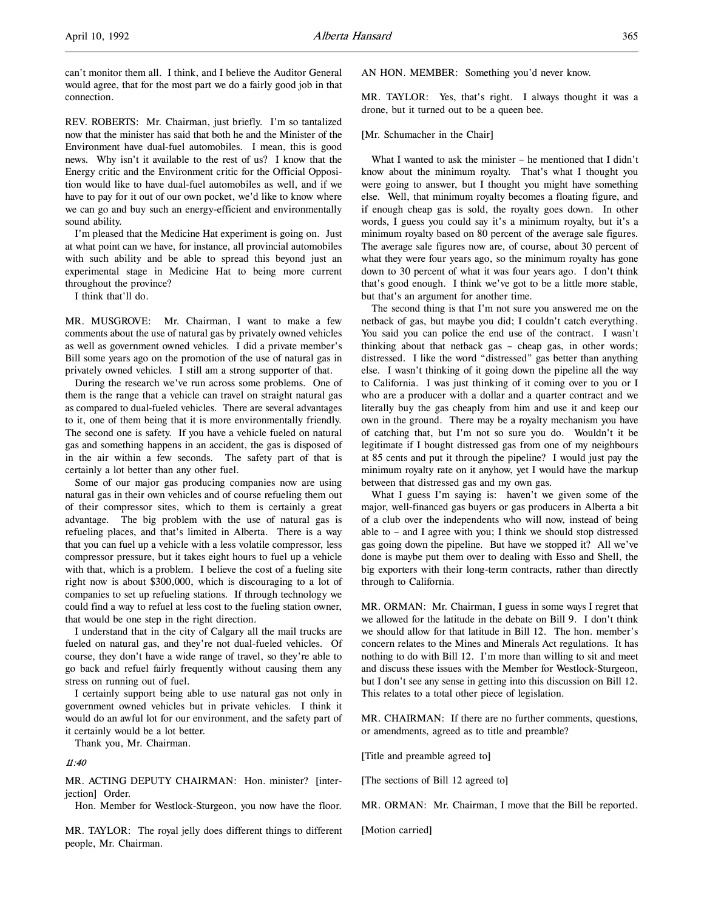can't monitor them all. I think, and I believe the Auditor General would agree, that for the most part we do a fairly good job in that connection.

REV. ROBERTS: Mr. Chairman, just briefly. I'm so tantalized now that the minister has said that both he and the Minister of the Environment have dual-fuel automobiles. I mean, this is good news. Why isn't it available to the rest of us? I know that the Energy critic and the Environment critic for the Official Opposition would like to have dual-fuel automobiles as well, and if we have to pay for it out of our own pocket, we'd like to know where we can go and buy such an energy-efficient and environmentally sound ability.

I'm pleased that the Medicine Hat experiment is going on. Just at what point can we have, for instance, all provincial automobiles with such ability and be able to spread this beyond just an experimental stage in Medicine Hat to being more current throughout the province?

I think that'll do.

MR. MUSGROVE: Mr. Chairman, I want to make a few comments about the use of natural gas by privately owned vehicles as well as government owned vehicles. I did a private member's Bill some years ago on the promotion of the use of natural gas in privately owned vehicles. I still am a strong supporter of that.

During the research we've run across some problems. One of them is the range that a vehicle can travel on straight natural gas as compared to dual-fueled vehicles. There are several advantages to it, one of them being that it is more environmentally friendly. The second one is safety. If you have a vehicle fueled on natural gas and something happens in an accident, the gas is disposed of in the air within a few seconds. The safety part of that is certainly a lot better than any other fuel.

Some of our major gas producing companies now are using natural gas in their own vehicles and of course refueling them out of their compressor sites, which to them is certainly a great advantage. The big problem with the use of natural gas is refueling places, and that's limited in Alberta. There is a way that you can fuel up a vehicle with a less volatile compressor, less compressor pressure, but it takes eight hours to fuel up a vehicle with that, which is a problem. I believe the cost of a fueling site right now is about $300,000, which is discouraging to a lot of companies to set up refueling stations. If through technology we could find a way to refuel at less cost to the fueling station owner, that would be one step in the right direction.

I understand that in the city of Calgary all the mail trucks are fueled on natural gas, and they're not dual-fueled vehicles. Of course, they don't have a wide range of travel, so they're able to go back and refuel fairly frequently without causing them any stress on running out of fuel.

I certainly support being able to use natural gas not only in government owned vehicles but in private vehicles. I think it would do an awful lot for our environment, and the safety part of it certainly would be a lot better.

Thank you, Mr. Chairman.

*11:40*

MR. ACTING DEPUTY CHAIRMAN: Hon. minister? [interjection] Order.

Hon. Member for Westlock-Sturgeon, you now have the floor.

MR. TAYLOR: The royal jelly does different things to different people, Mr. Chairman.

AN HON. MEMBER: Something you'd never know.

MR. TAYLOR: Yes, that's right. I always thought it was a drone, but it turned out to be a queen bee.

[Mr. Schumacher in the Chair]

What I wanted to ask the minister – he mentioned that I didn't know about the minimum royalty. That's what I thought you were going to answer, but I thought you might have something else. Well, that minimum royalty becomes a floating figure, and if enough cheap gas is sold, the royalty goes down. In other words, I guess you could say it's a minimum royalty, but it's a minimum royalty based on 80 percent of the average sale figures. The average sale figures now are, of course, about 30 percent of what they were four years ago, so the minimum royalty has gone down to 30 percent of what it was four years ago. I don't think that's good enough. I think we've got to be a little more stable, but that's an argument for another time.

The second thing is that I'm not sure you answered me on the netback of gas, but maybe you did; I couldn't catch everything. You said you can police the end use of the contract. I wasn't thinking about that netback gas – cheap gas, in other words; distressed. I like the word "distressed" gas better than anything else. I wasn't thinking of it going down the pipeline all the way to California. I was just thinking of it coming over to you or I who are a producer with a dollar and a quarter contract and we literally buy the gas cheaply from him and use it and keep our own in the ground. There may be a royalty mechanism you have of catching that, but I'm not so sure you do. Wouldn't it be legitimate if I bought distressed gas from one of my neighbours at 85 cents and put it through the pipeline? I would just pay the minimum royalty rate on it anyhow, yet I would have the markup between that distressed gas and my own gas.

What I guess I'm saying is: haven't we given some of the major, well-financed gas buyers or gas producers in Alberta a bit of a club over the independents who will now, instead of being able to – and I agree with you; I think we should stop distressed gas going down the pipeline. But have we stopped it? All we've done is maybe put them over to dealing with Esso and Shell, the big exporters with their long-term contracts, rather than directly through to California.

MR. ORMAN: Mr. Chairman, I guess in some ways I regret that we allowed for the latitude in the debate on Bill 9. I don't think we should allow for that latitude in Bill 12. The hon. member's concern relates to the Mines and Minerals Act regulations. It has nothing to do with Bill 12. I'm more than willing to sit and meet and discuss these issues with the Member for Westlock-Sturgeon, but I don't see any sense in getting into this discussion on Bill 12. This relates to a total other piece of legislation.

MR. CHAIRMAN: If there are no further comments, questions, or amendments, agreed as to title and preamble?

[Title and preamble agreed to]

[The sections of Bill 12 agreed to]

MR. ORMAN: Mr. Chairman, I move that the Bill be reported.

[Motion carried]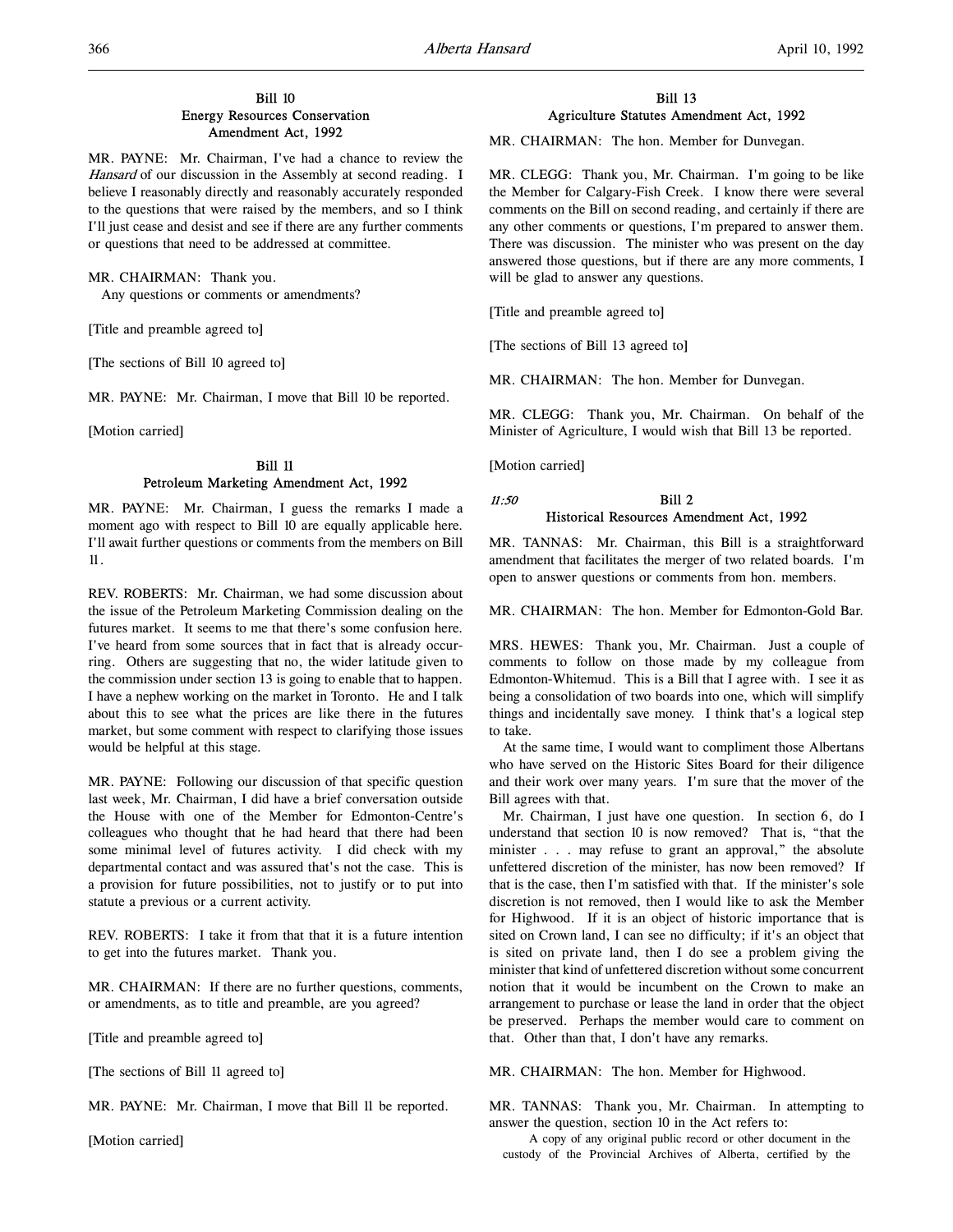### Bill 10
### Energy Resources Conservation Amendment Act, 1992

MR. PAYNE: Mr. Chairman, I've had a chance to review the *Hansard* of our discussion in the Assembly at second reading. I believe I reasonably directly and reasonably accurately responded to the questions that were raised by the members, and so I think I'll just cease and desist and see if there are any further comments or questions that need to be addressed at committee.

MR. CHAIRMAN: Thank you.

Any questions or comments or amendments?

[Title and preamble agreed to]

[The sections of Bill 10 agreed to]

MR. PAYNE: Mr. Chairman, I move that Bill 10 be reported.

[Motion carried]

### Bill 11
### Petroleum Marketing Amendment Act, 1992

MR. PAYNE: Mr. Chairman, I guess the remarks I made a moment ago with respect to Bill 10 are equally applicable here. I'll await further questions or comments from the members on Bill 11.

REV. ROBERTS: Mr. Chairman, we had some discussion about the issue of the Petroleum Marketing Commission dealing on the futures market. It seems to me that there's some confusion here. I've heard from some sources that in fact that is already occurring. Others are suggesting that no, the wider latitude given to the commission under section 13 is going to enable that to happen. I have a nephew working on the market in Toronto. He and I talk about this to see what the prices are like there in the futures market, but some comment with respect to clarifying those issues would be helpful at this stage.

MR. PAYNE: Following our discussion of that specific question last week, Mr. Chairman, I did have a brief conversation outside the House with one of the Member for Edmonton-Centre's colleagues who thought that he had heard that there had been some minimal level of futures activity. I did check with my departmental contact and was assured that's not the case. This is a provision for future possibilities, not to justify or to put into statute a previous or a current activity.

REV. ROBERTS: I take it from that that it is a future intention to get into the futures market. Thank you.

MR. CHAIRMAN: If there are no further questions, comments, or amendments, as to title and preamble, are you agreed?

[Title and preamble agreed to]

[The sections of Bill 11 agreed to]

MR. PAYNE: Mr. Chairman, I move that Bill 11 be reported.

[Motion carried]

### Bill 13
### Agriculture Statutes Amendment Act, 1992

MR. CHAIRMAN: The hon. Member for Dunvegan.

MR. CLEGG: Thank you, Mr. Chairman. I'm going to be like the Member for Calgary-Fish Creek. I know there were several comments on the Bill on second reading, and certainly if there are any other comments or questions, I'm prepared to answer them. There was discussion. The minister who was present on the day answered those questions, but if there are any more comments, I will be glad to answer any questions.

[Title and preamble agreed to]

[The sections of Bill 13 agreed to]

MR. CHAIRMAN: The hon. Member for Dunvegan.

MR. CLEGG: Thank you, Mr. Chairman. On behalf of the Minister of Agriculture, I would wish that Bill 13 be reported.

[Motion carried]

*11:50*

### Bill 2
### Historical Resources Amendment Act, 1992

MR. TANNAS: Mr. Chairman, this Bill is a straightforward amendment that facilitates the merger of two related boards. I'm open to answer questions or comments from hon. members.

MR. CHAIRMAN: The hon. Member for Edmonton-Gold Bar.

MRS. HEWES: Thank you, Mr. Chairman. Just a couple of comments to follow on those made by my colleague from Edmonton-Whitemud. This is a Bill that I agree with. I see it as being a consolidation of two boards into one, which will simplify things and incidentally save money. I think that's a logical step to take.

At the same time, I would want to compliment those Albertans who have served on the Historic Sites Board for their diligence and their work over many years. I'm sure that the mover of the Bill agrees with that.

Mr. Chairman, I just have one question. In section 6, do I understand that section 10 is now removed? That is, "that the minister . . . may refuse to grant an approval," the absolute unfettered discretion of the minister, has now been removed? If that is the case, then I'm satisfied with that. If the minister's sole discretion is not removed, then I would like to ask the Member for Highwood. If it is an object of historic importance that is sited on Crown land, I can see no difficulty; if it's an object that is sited on private land, then I do see a problem giving the minister that kind of unfettered discretion without some concurrent notion that it would be incumbent on the Crown to make an arrangement to purchase or lease the land in order that the object be preserved. Perhaps the member would care to comment on that. Other than that, I don't have any remarks.

MR. CHAIRMAN: The hon. Member for Highwood.

MR. TANNAS: Thank you, Mr. Chairman. In attempting to answer the question, section 10 in the Act refers to:

> A copy of any original public record or other document in the custody of the Provincial Archives of Alberta, certified by the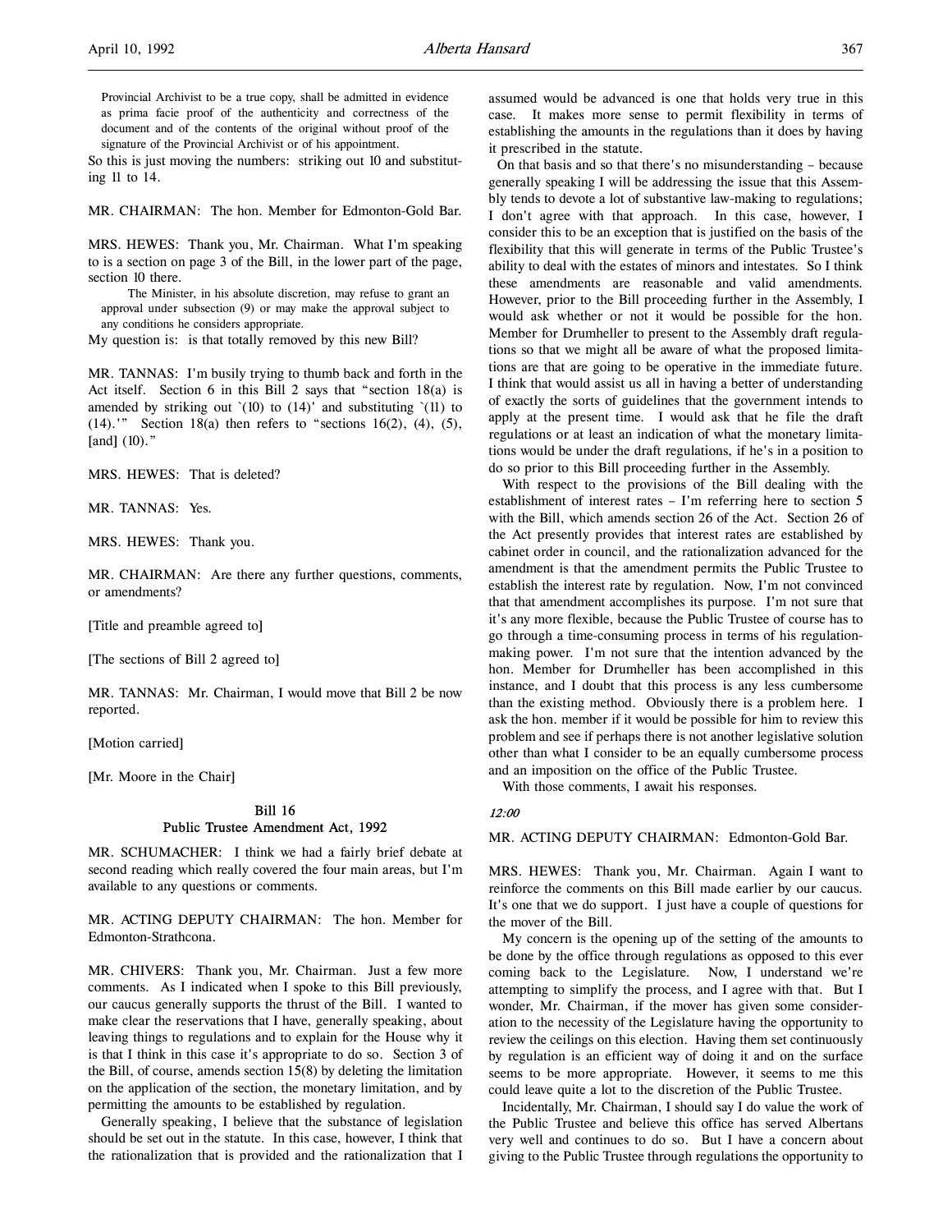Provincial Archivist to be a true copy, shall be admitted in evidence as prima facie proof of the authenticity and correctness of the document and of the contents of the original without proof of the signature of the Provincial Archivist or of his appointment.

So this is just moving the numbers: striking out 10 and substituting 11 to 14.

MR. CHAIRMAN: The hon. Member for Edmonton-Gold Bar.

MRS. HEWES: Thank you, Mr. Chairman. What I'm speaking to is a section on page 3 of the Bill, in the lower part of the page, section 10 there.

> The Minister, in his absolute discretion, may refuse to grant an approval under subsection (9) or may make the approval subject to any conditions he considers appropriate.

My question is: is that totally removed by this new Bill?

MR. TANNAS: I'm busily trying to thumb back and forth in the Act itself. Section 6 in this Bill 2 says that "section 18(a) is amended by striking out `(10) to (14)' and substituting `(11) to (14).'" Section 18(a) then refers to "sections 16(2), (4), (5), [and] (10)."

MRS. HEWES: That is deleted?

MR. TANNAS: Yes.

MRS. HEWES: Thank you.

MR. CHAIRMAN: Are there any further questions, comments, or amendments?

[Title and preamble agreed to]

[The sections of Bill 2 agreed to]

MR. TANNAS: Mr. Chairman, I would move that Bill 2 be now reported.

[Motion carried]

[Mr. Moore in the Chair]

## Bill 16
## Public Trustee Amendment Act, 1992

MR. SCHUMACHER: I think we had a fairly brief debate at second reading which really covered the four main areas, but I'm available to any questions or comments.

MR. ACTING DEPUTY CHAIRMAN: The hon. Member for Edmonton-Strathcona.

MR. CHIVERS: Thank you, Mr. Chairman. Just a few more comments. As I indicated when I spoke to this Bill previously, our caucus generally supports the thrust of the Bill. I wanted to make clear the reservations that I have, generally speaking, about leaving things to regulations and to explain for the House why it is that I think in this case it's appropriate to do so. Section 3 of the Bill, of course, amends section 15(8) by deleting the limitation on the application of the section, the monetary limitation, and by permitting the amounts to be established by regulation.

Generally speaking, I believe that the substance of legislation should be set out in the statute. In this case, however, I think that the rationalization that is provided and the rationalization that I assumed would be advanced is one that holds very true in this case. It makes more sense to permit flexibility in terms of establishing the amounts in the regulations than it does by having it prescribed in the statute.

On that basis and so that there's no misunderstanding – because generally speaking I will be addressing the issue that this Assembly tends to devote a lot of substantive law-making to regulations; I don't agree with that approach. In this case, however, I consider this to be an exception that is justified on the basis of the flexibility that this will generate in terms of the Public Trustee's ability to deal with the estates of minors and intestates. So I think these amendments are reasonable and valid amendments. However, prior to the Bill proceeding further in the Assembly, I would ask whether or not it would be possible for the hon. Member for Drumheller to present to the Assembly draft regulations so that we might all be aware of what the proposed limitations are that are going to be operative in the immediate future. I think that would assist us all in having a better of understanding of exactly the sorts of guidelines that the government intends to apply at the present time. I would ask that he file the draft regulations or at least an indication of what the monetary limitations would be under the draft regulations, if he's in a position to do so prior to this Bill proceeding further in the Assembly.

With respect to the provisions of the Bill dealing with the establishment of interest rates – I'm referring here to section 5 with the Bill, which amends section 26 of the Act. Section 26 of the Act presently provides that interest rates are established by cabinet order in council, and the rationalization advanced for the amendment is that the amendment permits the Public Trustee to establish the interest rate by regulation. Now, I'm not convinced that that amendment accomplishes its purpose. I'm not sure that it's any more flexible, because the Public Trustee of course has to go through a time-consuming process in terms of his regulation-making power. I'm not sure that the intention advanced by the hon. Member for Drumheller has been accomplished in this instance, and I doubt that this process is any less cumbersome than the existing method. Obviously there is a problem here. I ask the hon. member if it would be possible for him to review this problem and see if perhaps there is not another legislative solution other than what I consider to be an equally cumbersome process and an imposition on the office of the Public Trustee.

With those comments, I await his responses.

*12:00*

MR. ACTING DEPUTY CHAIRMAN: Edmonton-Gold Bar.

MRS. HEWES: Thank you, Mr. Chairman. Again I want to reinforce the comments on this Bill made earlier by our caucus. It's one that we do support. I just have a couple of questions for the mover of the Bill.

My concern is the opening up of the setting of the amounts to be done by the office through regulations as opposed to this ever coming back to the Legislature. Now, I understand we're attempting to simplify the process, and I agree with that. But I wonder, Mr. Chairman, if the mover has given some consideration to the necessity of the Legislature having the opportunity to review the ceilings on this election. Having them set continuously by regulation is an efficient way of doing it and on the surface seems to be more appropriate. However, it seems to me this could leave quite a lot to the discretion of the Public Trustee.

Incidentally, Mr. Chairman, I should say I do value the work of the Public Trustee and believe this office has served Albertans very well and continues to do so. But I have a concern about giving to the Public Trustee through regulations the opportunity to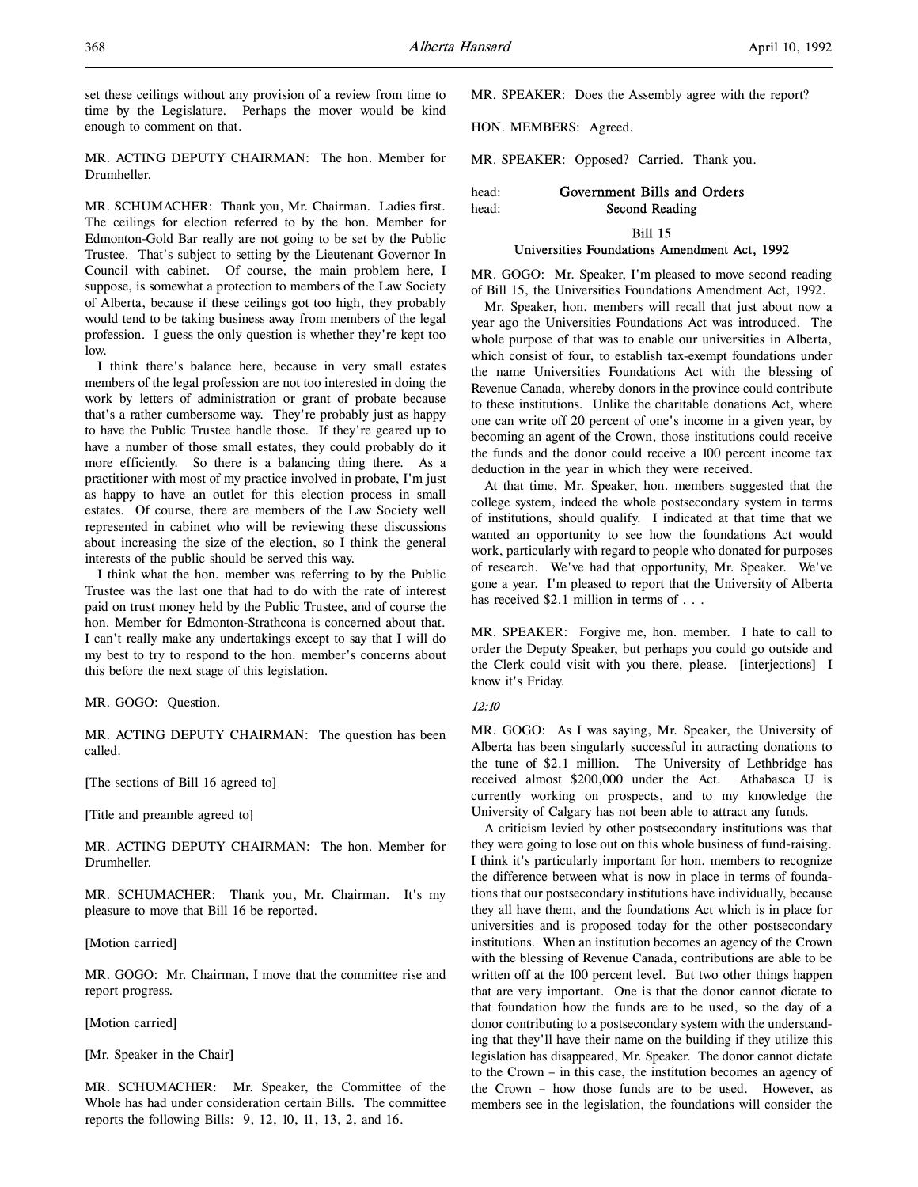set these ceilings without any provision of a review from time to time by the Legislature. Perhaps the mover would be kind enough to comment on that.

MR. ACTING DEPUTY CHAIRMAN: The hon. Member for Drumheller.

MR. SCHUMACHER: Thank you, Mr. Chairman. Ladies first. The ceilings for election referred to by the hon. Member for Edmonton-Gold Bar really are not going to be set by the Public Trustee. That's subject to setting by the Lieutenant Governor In Council with cabinet. Of course, the main problem here, I suppose, is somewhat a protection to members of the Law Society of Alberta, because if these ceilings got too high, they probably would tend to be taking business away from members of the legal profession. I guess the only question is whether they're kept too low.

I think there's balance here, because in very small estates members of the legal profession are not too interested in doing the work by letters of administration or grant of probate because that's a rather cumbersome way. They're probably just as happy to have the Public Trustee handle those. If they're geared up to have a number of those small estates, they could probably do it more efficiently. So there is a balancing thing there. As a practitioner with most of my practice involved in probate, I'm just as happy to have an outlet for this election process in small estates. Of course, there are members of the Law Society well represented in cabinet who will be reviewing these discussions about increasing the size of the election, so I think the general interests of the public should be served this way.

I think what the hon. member was referring to by the Public Trustee was the last one that had to do with the rate of interest paid on trust money held by the Public Trustee, and of course the hon. Member for Edmonton-Strathcona is concerned about that. I can't really make any undertakings except to say that I will do my best to try to respond to the hon. member's concerns about this before the next stage of this legislation.

MR. GOGO: Question.

MR. ACTING DEPUTY CHAIRMAN: The question has been called.

[The sections of Bill 16 agreed to]

[Title and preamble agreed to]

MR. ACTING DEPUTY CHAIRMAN: The hon. Member for Drumheller.

MR. SCHUMACHER: Thank you, Mr. Chairman. It's my pleasure to move that Bill 16 be reported.

[Motion carried]

MR. GOGO: Mr. Chairman, I move that the committee rise and report progress.

[Motion carried]

[Mr. Speaker in the Chair]

MR. SCHUMACHER: Mr. Speaker, the Committee of the Whole has had under consideration certain Bills. The committee reports the following Bills: 9, 12, 10, 11, 13, 2, and 16.

MR. SPEAKER: Does the Assembly agree with the report?

HON. MEMBERS: Agreed.

MR. SPEAKER: Opposed? Carried. Thank you.

head: **Government Bills and Orders**
head: **Second Reading**

## Bill 15
## Universities Foundations Amendment Act, 1992

MR. GOGO: Mr. Speaker, I'm pleased to move second reading of Bill 15, the Universities Foundations Amendment Act, 1992.

Mr. Speaker, hon. members will recall that just about now a year ago the Universities Foundations Act was introduced. The whole purpose of that was to enable our universities in Alberta, which consist of four, to establish tax-exempt foundations under the name Universities Foundations Act with the blessing of Revenue Canada, whereby donors in the province could contribute to these institutions. Unlike the charitable donations Act, where one can write off 20 percent of one's income in a given year, by becoming an agent of the Crown, those institutions could receive the funds and the donor could receive a 100 percent income tax deduction in the year in which they were received.

At that time, Mr. Speaker, hon. members suggested that the college system, indeed the whole postsecondary system in terms of institutions, should qualify. I indicated at that time that we wanted an opportunity to see how the foundations Act would work, particularly with regard to people who donated for purposes of research. We've had that opportunity, Mr. Speaker. We've gone a year. I'm pleased to report that the University of Alberta has received $2.1 million in terms of . . .

MR. SPEAKER: Forgive me, hon. member. I hate to call to order the Deputy Speaker, but perhaps you could go outside and the Clerk could visit with you there, please. [interjections] I know it's Friday.

*12:10*

MR. GOGO: As I was saying, Mr. Speaker, the University of Alberta has been singularly successful in attracting donations to the tune of $2.1 million. The University of Lethbridge has received almost $200,000 under the Act. Athabasca U is currently working on prospects, and to my knowledge the University of Calgary has not been able to attract any funds.

A criticism levied by other postsecondary institutions was that they were going to lose out on this whole business of fund-raising. I think it's particularly important for hon. members to recognize the difference between what is now in place in terms of foundations that our postsecondary institutions have individually, because they all have them, and the foundations Act which is in place for universities and is proposed today for the other postsecondary institutions. When an institution becomes an agency of the Crown with the blessing of Revenue Canada, contributions are able to be written off at the 100 percent level. But two other things happen that are very important. One is that the donor cannot dictate to that foundation how the funds are to be used, so the day of a donor contributing to a postsecondary system with the understanding that they'll have their name on the building if they utilize this legislation has disappeared, Mr. Speaker. The donor cannot dictate to the Crown – in this case, the institution becomes an agency of the Crown – how those funds are to be used. However, as members see in the legislation, the foundations will consider the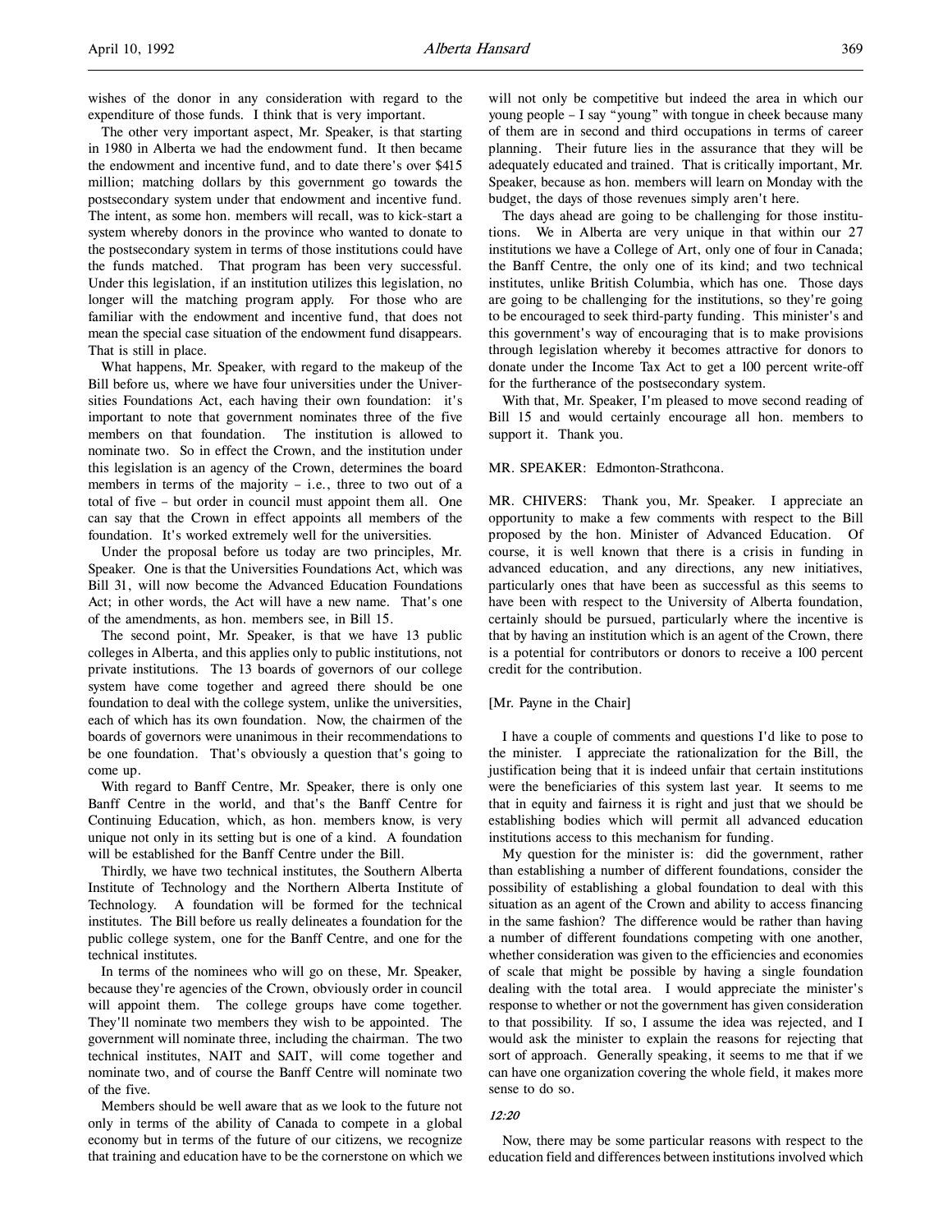wishes of the donor in any consideration with regard to the expenditure of those funds. I think that is very important.

The other very important aspect, Mr. Speaker, is that starting in 1980 in Alberta we had the endowment fund. It then became the endowment and incentive fund, and to date there's over $415 million; matching dollars by this government go towards the postsecondary system under that endowment and incentive fund. The intent, as some hon. members will recall, was to kick-start a system whereby donors in the province who wanted to donate to the postsecondary system in terms of those institutions could have the funds matched. That program has been very successful. Under this legislation, if an institution utilizes this legislation, no longer will the matching program apply. For those who are familiar with the endowment and incentive fund, that does not mean the special case situation of the endowment fund disappears. That is still in place.

What happens, Mr. Speaker, with regard to the makeup of the Bill before us, where we have four universities under the Universities Foundations Act, each having their own foundation: it's important to note that government nominates three of the five members on that foundation. The institution is allowed to nominate two. So in effect the Crown, and the institution under this legislation is an agency of the Crown, determines the board members in terms of the majority – i.e., three to two out of a total of five – but order in council must appoint them all. One can say that the Crown in effect appoints all members of the foundation. It's worked extremely well for the universities.

Under the proposal before us today are two principles, Mr. Speaker. One is that the Universities Foundations Act, which was Bill 31, will now become the Advanced Education Foundations Act; in other words, the Act will have a new name. That's one of the amendments, as hon. members see, in Bill 15.

The second point, Mr. Speaker, is that we have 13 public colleges in Alberta, and this applies only to public institutions, not private institutions. The 13 boards of governors of our college system have come together and agreed there should be one foundation to deal with the college system, unlike the universities, each of which has its own foundation. Now, the chairmen of the boards of governors were unanimous in their recommendations to be one foundation. That's obviously a question that's going to come up.

With regard to Banff Centre, Mr. Speaker, there is only one Banff Centre in the world, and that's the Banff Centre for Continuing Education, which, as hon. members know, is very unique not only in its setting but is one of a kind. A foundation will be established for the Banff Centre under the Bill.

Thirdly, we have two technical institutes, the Southern Alberta Institute of Technology and the Northern Alberta Institute of Technology. A foundation will be formed for the technical institutes. The Bill before us really delineates a foundation for the public college system, one for the Banff Centre, and one for the technical institutes.

In terms of the nominees who will go on these, Mr. Speaker, because they're agencies of the Crown, obviously order in council will appoint them. The college groups have come together. They'll nominate two members they wish to be appointed. The government will nominate three, including the chairman. The two technical institutes, NAIT and SAIT, will come together and nominate two, and of course the Banff Centre will nominate two of the five.

Members should be well aware that as we look to the future not only in terms of the ability of Canada to compete in a global economy but in terms of the future of our citizens, we recognize that training and education have to be the cornerstone on which we will not only be competitive but indeed the area in which our young people – I say "young" with tongue in cheek because many of them are in second and third occupations in terms of career planning. Their future lies in the assurance that they will be adequately educated and trained. That is critically important, Mr. Speaker, because as hon. members will learn on Monday with the budget, the days of those revenues simply aren't here.

The days ahead are going to be challenging for those institutions. We in Alberta are very unique in that within our 27 institutions we have a College of Art, only one of four in Canada; the Banff Centre, the only one of its kind; and two technical institutes, unlike British Columbia, which has one. Those days are going to be challenging for the institutions, so they're going to be encouraged to seek third-party funding. This minister's and this government's way of encouraging that is to make provisions through legislation whereby it becomes attractive for donors to donate under the Income Tax Act to get a 100 percent write-off for the furtherance of the postsecondary system.

With that, Mr. Speaker, I'm pleased to move second reading of Bill 15 and would certainly encourage all hon. members to support it. Thank you.

MR. SPEAKER: Edmonton-Strathcona.

MR. CHIVERS: Thank you, Mr. Speaker. I appreciate an opportunity to make a few comments with respect to the Bill proposed by the hon. Minister of Advanced Education. Of course, it is well known that there is a crisis in funding in advanced education, and any directions, any new initiatives, particularly ones that have been as successful as this seems to have been with respect to the University of Alberta foundation, certainly should be pursued, particularly where the incentive is that by having an institution which is an agent of the Crown, there is a potential for contributors or donors to receive a 100 percent credit for the contribution.

[Mr. Payne in the Chair]

I have a couple of comments and questions I'd like to pose to the minister. I appreciate the rationalization for the Bill, the justification being that it is indeed unfair that certain institutions were the beneficiaries of this system last year. It seems to me that in equity and fairness it is right and just that we should be establishing bodies which will permit all advanced education institutions access to this mechanism for funding.

My question for the minister is: did the government, rather than establishing a number of different foundations, consider the possibility of establishing a global foundation to deal with this situation as an agent of the Crown and ability to access financing in the same fashion? The difference would be rather than having a number of different foundations competing with one another, whether consideration was given to the efficiencies and economies of scale that might be possible by having a single foundation dealing with the total area. I would appreciate the minister's response to whether or not the government has given consideration to that possibility. If so, I assume the idea was rejected, and I would ask the minister to explain the reasons for rejecting that sort of approach. Generally speaking, it seems to me that if we can have one organization covering the whole field, it makes more sense to do so.

*12:20*

Now, there may be some particular reasons with respect to the education field and differences between institutions involved which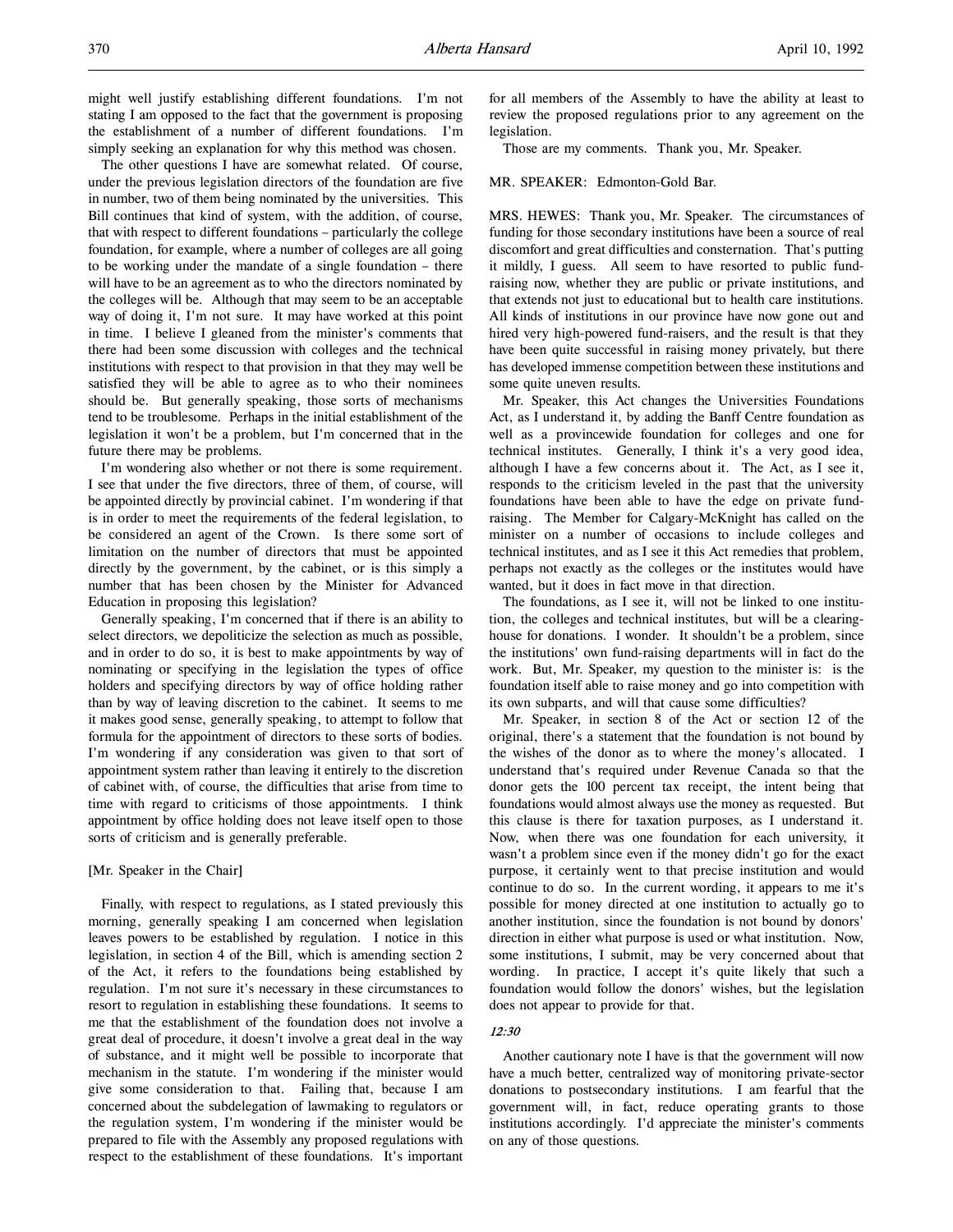might well justify establishing different foundations. I'm not stating I am opposed to the fact that the government is proposing the establishment of a number of different foundations. I'm simply seeking an explanation for why this method was chosen.

The other questions I have are somewhat related. Of course, under the previous legislation directors of the foundation are five in number, two of them being nominated by the universities. This Bill continues that kind of system, with the addition, of course, that with respect to different foundations – particularly the college foundation, for example, where a number of colleges are all going to be working under the mandate of a single foundation – there will have to be an agreement as to who the directors nominated by the colleges will be. Although that may seem to be an acceptable way of doing it, I'm not sure. It may have worked at this point in time. I believe I gleaned from the minister's comments that there had been some discussion with colleges and the technical institutions with respect to that provision in that they may well be satisfied they will be able to agree as to who their nominees should be. But generally speaking, those sorts of mechanisms tend to be troublesome. Perhaps in the initial establishment of the legislation it won't be a problem, but I'm concerned that in the future there may be problems.

I'm wondering also whether or not there is some requirement. I see that under the five directors, three of them, of course, will be appointed directly by provincial cabinet. I'm wondering if that is in order to meet the requirements of the federal legislation, to be considered an agent of the Crown. Is there some sort of limitation on the number of directors that must be appointed directly by the government, by the cabinet, or is this simply a number that has been chosen by the Minister for Advanced Education in proposing this legislation?

Generally speaking, I'm concerned that if there is an ability to select directors, we depoliticize the selection as much as possible, and in order to do so, it is best to make appointments by way of nominating or specifying in the legislation the types of office holders and specifying directors by way of office holding rather than by way of leaving discretion to the cabinet. It seems to me it makes good sense, generally speaking, to attempt to follow that formula for the appointment of directors to these sorts of bodies. I'm wondering if any consideration was given to that sort of appointment system rather than leaving it entirely to the discretion of cabinet with, of course, the difficulties that arise from time to time with regard to criticisms of those appointments. I think appointment by office holding does not leave itself open to those sorts of criticism and is generally preferable.

[Mr. Speaker in the Chair]

Finally, with respect to regulations, as I stated previously this morning, generally speaking I am concerned when legislation leaves powers to be established by regulation. I notice in this legislation, in section 4 of the Bill, which is amending section 2 of the Act, it refers to the foundations being established by regulation. I'm not sure it's necessary in these circumstances to resort to regulation in establishing these foundations. It seems to me that the establishment of the foundation does not involve a great deal of procedure, it doesn't involve a great deal in the way of substance, and it might well be possible to incorporate that mechanism in the statute. I'm wondering if the minister would give some consideration to that. Failing that, because I am concerned about the subdelegation of lawmaking to regulators or the regulation system, I'm wondering if the minister would be prepared to file with the Assembly any proposed regulations with respect to the establishment of these foundations. It's important for all members of the Assembly to have the ability at least to review the proposed regulations prior to any agreement on the legislation.

Those are my comments. Thank you, Mr. Speaker.

MR. SPEAKER: Edmonton-Gold Bar.

MRS. HEWES: Thank you, Mr. Speaker. The circumstances of funding for those secondary institutions have been a source of real discomfort and great difficulties and consternation. That's putting it mildly, I guess. All seem to have resorted to public fund-raising now, whether they are public or private institutions, and that extends not just to educational but to health care institutions. All kinds of institutions in our province have now gone out and hired very high-powered fund-raisers, and the result is that they have been quite successful in raising money privately, but there has developed immense competition between these institutions and some quite uneven results.

Mr. Speaker, this Act changes the Universities Foundations Act, as I understand it, by adding the Banff Centre foundation as well as a provincewide foundation for colleges and one for technical institutes. Generally, I think it's a very good idea, although I have a few concerns about it. The Act, as I see it, responds to the criticism leveled in the past that the university foundations have been able to have the edge on private fund-raising. The Member for Calgary-McKnight has called on the minister on a number of occasions to include colleges and technical institutes, and as I see it this Act remedies that problem, perhaps not exactly as the colleges or the institutes would have wanted, but it does in fact move in that direction.

The foundations, as I see it, will not be linked to one institution, the colleges and technical institutes, but will be a clearing-house for donations. I wonder. It shouldn't be a problem, since the institutions' own fund-raising departments will in fact do the work. But, Mr. Speaker, my question to the minister is: is the foundation itself able to raise money and go into competition with its own subparts, and will that cause some difficulties?

Mr. Speaker, in section 8 of the Act or section 12 of the original, there's a statement that the foundation is not bound by the wishes of the donor as to where the money's allocated. I understand that's required under Revenue Canada so that the donor gets the 100 percent tax receipt, the intent being that foundations would almost always use the money as requested. But this clause is there for taxation purposes, as I understand it. Now, when there was one foundation for each university, it wasn't a problem since even if the money didn't go for the exact purpose, it certainly went to that precise institution and would continue to do so. In the current wording, it appears to me it's possible for money directed at one institution to actually go to another institution, since the foundation is not bound by donors' direction in either what purpose is used or what institution. Now, some institutions, I submit, may be very concerned about that wording. In practice, I accept it's quite likely that such a foundation would follow the donors' wishes, but the legislation does not appear to provide for that.

*12:30*

Another cautionary note I have is that the government will now have a much better, centralized way of monitoring private-sector donations to postsecondary institutions. I am fearful that the government will, in fact, reduce operating grants to those institutions accordingly. I'd appreciate the minister's comments on any of those questions.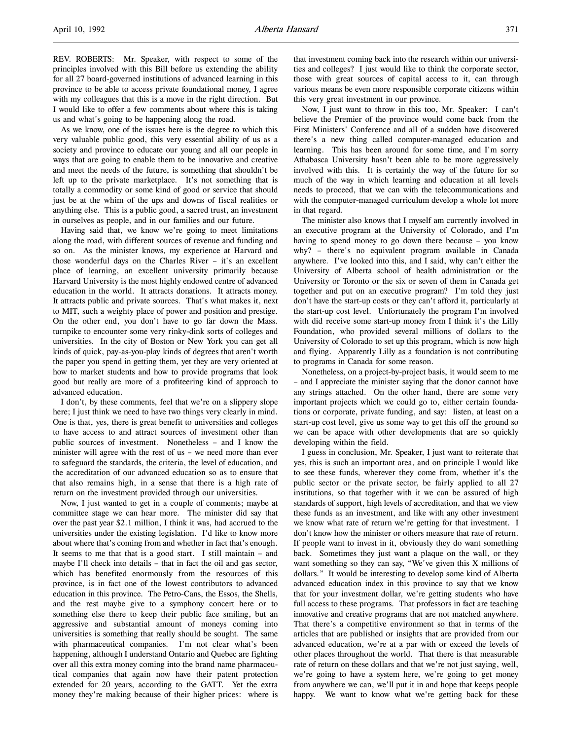REV. ROBERTS: Mr. Speaker, with respect to some of the principles involved with this Bill before us extending the ability for all 27 board-governed institutions of advanced learning in this province to be able to access private foundational money, I agree with my colleagues that this is a move in the right direction. But I would like to offer a few comments about where this is taking us and what's going to be happening along the road.

As we know, one of the issues here is the degree to which this very valuable public good, this very essential ability of us as a society and province to educate our young and all our people in ways that are going to enable them to be innovative and creative and meet the needs of the future, is something that shouldn't be left up to the private marketplace. It's not something that is totally a commodity or some kind of good or service that should just be at the whim of the ups and downs of fiscal realities or anything else. This is a public good, a sacred trust, an investment in ourselves as people, and in our families and our future.

Having said that, we know we're going to meet limitations along the road, with different sources of revenue and funding and so on. As the minister knows, my experience at Harvard and those wonderful days on the Charles River – it's an excellent place of learning, an excellent university primarily because Harvard University is the most highly endowed centre of advanced education in the world. It attracts donations. It attracts money. It attracts public and private sources. That's what makes it, next to MIT, such a weighty place of power and position and prestige. On the other end, you don't have to go far down the Mass. turnpike to encounter some very rinky-dink sorts of colleges and universities. In the city of Boston or New York you can get all kinds of quick, pay-as-you-play kinds of degrees that aren't worth the paper you spend in getting them, yet they are very oriented at how to market students and how to provide programs that look good but really are more of a profiteering kind of approach to advanced education.

I don't, by these comments, feel that we're on a slippery slope here; I just think we need to have two things very clearly in mind. One is that, yes, there is great benefit to universities and colleges to have access to and attract sources of investment other than public sources of investment. Nonetheless – and I know the minister will agree with the rest of us – we need more than ever to safeguard the standards, the criteria, the level of education, and the accreditation of our advanced education so as to ensure that that also remains high, in a sense that there is a high rate of return on the investment provided through our universities.

Now, I just wanted to get in a couple of comments; maybe at committee stage we can hear more. The minister did say that over the past year $2.1 million, I think it was, had accrued to the universities under the existing legislation. I'd like to know more about where that's coming from and whether in fact that's enough. It seems to me that that is a good start. I still maintain – and maybe I'll check into details – that in fact the oil and gas sector, which has benefited enormously from the resources of this province, is in fact one of the lowest contributors to advanced education in this province. The Petro-Cans, the Essos, the Shells, and the rest maybe give to a symphony concert here or to something else there to keep their public face smiling, but an aggressive and substantial amount of moneys coming into universities is something that really should be sought. The same with pharmaceutical companies. I'm not clear what's been happening, although I understand Ontario and Quebec are fighting over all this extra money coming into the brand name pharmaceutical companies that again now have their patent protection extended for 20 years, according to the GATT. Yet the extra money they're making because of their higher prices: where is that investment coming back into the research within our universities and colleges? I just would like to think the corporate sector, those with great sources of capital access to it, can through various means be even more responsible corporate citizens within this very great investment in our province.

Now, I just want to throw in this too, Mr. Speaker: I can't believe the Premier of the province would come back from the First Ministers' Conference and all of a sudden have discovered there's a new thing called computer-managed education and learning. This has been around for some time, and I'm sorry Athabasca University hasn't been able to be more aggressively involved with this. It is certainly the way of the future for so much of the way in which learning and education at all levels needs to proceed, that we can with the telecommunications and with the computer-managed curriculum develop a whole lot more in that regard.

The minister also knows that I myself am currently involved in an executive program at the University of Colorado, and I'm having to spend money to go down there because – you know why? – there's no equivalent program available in Canada anywhere. I've looked into this, and I said, why can't either the University of Alberta school of health administration or the University of Toronto or the six or seven of them in Canada get together and put on an executive program? I'm told they just don't have the start-up costs or they can't afford it, particularly at the start-up cost level. Unfortunately the program I'm involved with did receive some start-up money from I think it's the Lilly Foundation, who provided several millions of dollars to the University of Colorado to set up this program, which is now high and flying. Apparently Lilly as a foundation is not contributing to programs in Canada for some reason.

Nonetheless, on a project-by-project basis, it would seem to me – and I appreciate the minister saying that the donor cannot have any strings attached. On the other hand, there are some very important projects which we could go to, either certain foundations or corporate, private funding, and say: listen, at least on a start-up cost level, give us some way to get this off the ground so we can be apace with other developments that are so quickly developing within the field.

I guess in conclusion, Mr. Speaker, I just want to reiterate that yes, this is such an important area, and on principle I would like to see these funds, wherever they come from, whether it's the public sector or the private sector, be fairly applied to all 27 institutions, so that together with it we can be assured of high standards of support, high levels of accreditation, and that we view these funds as an investment, and like with any other investment we know what rate of return we're getting for that investment. I don't know how the minister or others measure that rate of return. If people want to invest in it, obviously they do want something back. Sometimes they just want a plaque on the wall, or they want something so they can say, "We've given this X millions of dollars." It would be interesting to develop some kind of Alberta advanced education index in this province to say that we know that for your investment dollar, we're getting students who have full access to these programs. That professors in fact are teaching innovative and creative programs that are not matched anywhere. That there's a competitive environment so that in terms of the articles that are published or insights that are provided from our advanced education, we're at a par with or exceed the levels of other places throughout the world. That there is that measurable rate of return on these dollars and that we're not just saying, well, we're going to have a system here, we're going to get money from anywhere we can, we'll put it in and hope that keeps people happy. We want to know what we're getting back for these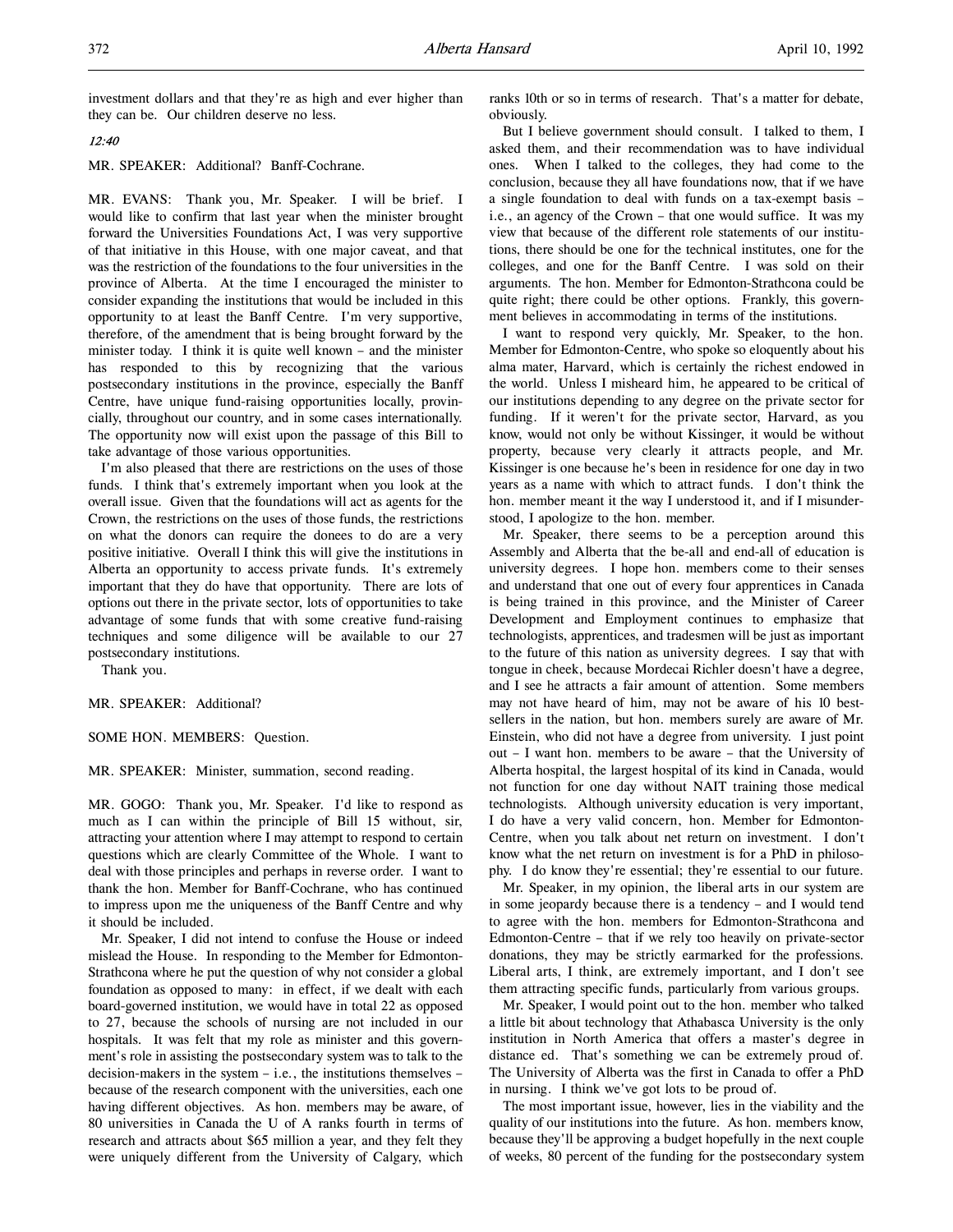investment dollars and that they're as high and ever higher than they can be. Our children deserve no less.

*12:40*

MR. SPEAKER: Additional? Banff-Cochrane.

MR. EVANS: Thank you, Mr. Speaker. I will be brief. I would like to confirm that last year when the minister brought forward the Universities Foundations Act, I was very supportive of that initiative in this House, with one major caveat, and that was the restriction of the foundations to the four universities in the province of Alberta. At the time I encouraged the minister to consider expanding the institutions that would be included in this opportunity to at least the Banff Centre. I'm very supportive, therefore, of the amendment that is being brought forward by the minister today. I think it is quite well known – and the minister has responded to this by recognizing that the various postsecondary institutions in the province, especially the Banff Centre, have unique fund-raising opportunities locally, provincially, throughout our country, and in some cases internationally. The opportunity now will exist upon the passage of this Bill to take advantage of those various opportunities.

I'm also pleased that there are restrictions on the uses of those funds. I think that's extremely important when you look at the overall issue. Given that the foundations will act as agents for the Crown, the restrictions on the uses of those funds, the restrictions on what the donors can require the donees to do are a very positive initiative. Overall I think this will give the institutions in Alberta an opportunity to access private funds. It's extremely important that they do have that opportunity. There are lots of options out there in the private sector, lots of opportunities to take advantage of some funds that with some creative fund-raising techniques and some diligence will be available to our 27 postsecondary institutions.

Thank you.

MR. SPEAKER: Additional?

SOME HON. MEMBERS: Question.

MR. SPEAKER: Minister, summation, second reading.

MR. GOGO: Thank you, Mr. Speaker. I'd like to respond as much as I can within the principle of Bill 15 without, sir, attracting your attention where I may attempt to respond to certain questions which are clearly Committee of the Whole. I want to deal with those principles and perhaps in reverse order. I want to thank the hon. Member for Banff-Cochrane, who has continued to impress upon me the uniqueness of the Banff Centre and why it should be included.

Mr. Speaker, I did not intend to confuse the House or indeed mislead the House. In responding to the Member for Edmonton-Strathcona where he put the question of why not consider a global foundation as opposed to many: in effect, if we dealt with each board-governed institution, we would have in total 22 as opposed to 27, because the schools of nursing are not included in our hospitals. It was felt that my role as minister and this government's role in assisting the postsecondary system was to talk to the decision-makers in the system – i.e., the institutions themselves – because of the research component with the universities, each one having different objectives. As hon. members may be aware, of 80 universities in Canada the U of A ranks fourth in terms of research and attracts about $65 million a year, and they felt they were uniquely different from the University of Calgary, which ranks 10th or so in terms of research. That's a matter for debate, obviously.

But I believe government should consult. I talked to them, I asked them, and their recommendation was to have individual ones. When I talked to the colleges, they had come to the conclusion, because they all have foundations now, that if we have a single foundation to deal with funds on a tax-exempt basis – i.e., an agency of the Crown – that one would suffice. It was my view that because of the different role statements of our institutions, there should be one for the technical institutes, one for the colleges, and one for the Banff Centre. I was sold on their arguments. The hon. Member for Edmonton-Strathcona could be quite right; there could be other options. Frankly, this government believes in accommodating in terms of the institutions.

I want to respond very quickly, Mr. Speaker, to the hon. Member for Edmonton-Centre, who spoke so eloquently about his alma mater, Harvard, which is certainly the richest endowed in the world. Unless I misheard him, he appeared to be critical of our institutions depending to any degree on the private sector for funding. If it weren't for the private sector, Harvard, as you know, would not only be without Kissinger, it would be without property, because very clearly it attracts people, and Mr. Kissinger is one because he's been in residence for one day in two years as a name with which to attract funds. I don't think the hon. member meant it the way I understood it, and if I misunderstood, I apologize to the hon. member.

Mr. Speaker, there seems to be a perception around this Assembly and Alberta that the be-all and end-all of education is university degrees. I hope hon. members come to their senses and understand that one out of every four apprentices in Canada is being trained in this province, and the Minister of Career Development and Employment continues to emphasize that technologists, apprentices, and tradesmen will be just as important to the future of this nation as university degrees. I say that with tongue in cheek, because Mordecai Richler doesn't have a degree, and I see he attracts a fair amount of attention. Some members may not have heard of him, may not be aware of his 10 bestsellers in the nation, but hon. members surely are aware of Mr. Einstein, who did not have a degree from university. I just point out – I want hon. members to be aware – that the University of Alberta hospital, the largest hospital of its kind in Canada, would not function for one day without NAIT training those medical technologists. Although university education is very important, I do have a very valid concern, hon. Member for Edmonton-Centre, when you talk about net return on investment. I don't know what the net return on investment is for a PhD in philosophy. I do know they're essential; they're essential to our future.

Mr. Speaker, in my opinion, the liberal arts in our system are in some jeopardy because there is a tendency – and I would tend to agree with the hon. members for Edmonton-Strathcona and Edmonton-Centre – that if we rely too heavily on private-sector donations, they may be strictly earmarked for the professions. Liberal arts, I think, are extremely important, and I don't see them attracting specific funds, particularly from various groups.

Mr. Speaker, I would point out to the hon. member who talked a little bit about technology that Athabasca University is the only institution in North America that offers a master's degree in distance ed. That's something we can be extremely proud of. The University of Alberta was the first in Canada to offer a PhD in nursing. I think we've got lots to be proud of.

The most important issue, however, lies in the viability and the quality of our institutions into the future. As hon. members know, because they'll be approving a budget hopefully in the next couple of weeks, 80 percent of the funding for the postsecondary system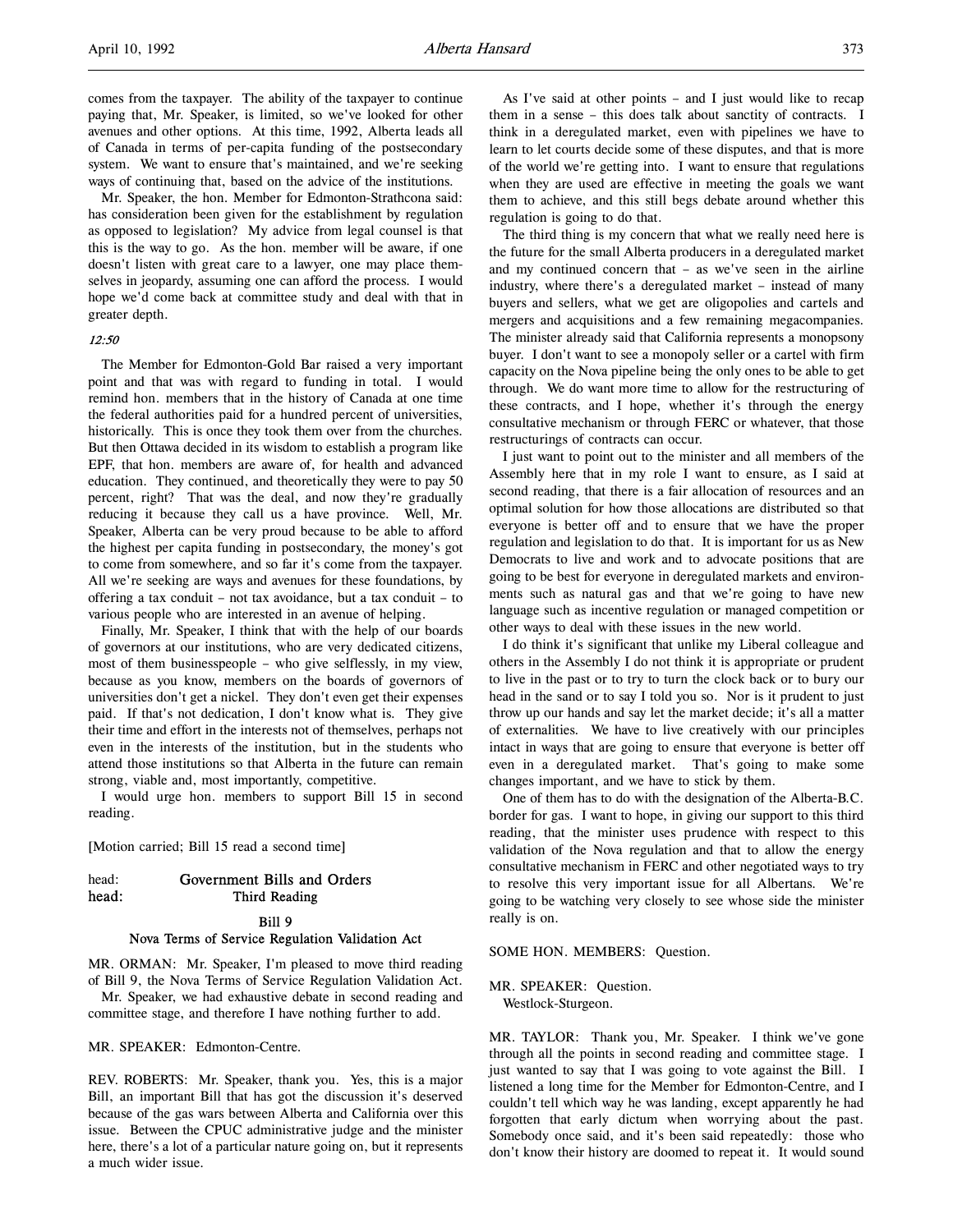comes from the taxpayer. The ability of the taxpayer to continue paying that, Mr. Speaker, is limited, so we've looked for other avenues and other options. At this time, 1992, Alberta leads all of Canada in terms of per-capita funding of the postsecondary system. We want to ensure that's maintained, and we're seeking ways of continuing that, based on the advice of the institutions.

Mr. Speaker, the hon. Member for Edmonton-Strathcona said: has consideration been given for the establishment by regulation as opposed to legislation? My advice from legal counsel is that this is the way to go. As the hon. member will be aware, if one doesn't listen with great care to a lawyer, one may place themselves in jeopardy, assuming one can afford the process. I would hope we'd come back at committee study and deal with that in greater depth.

*12:50*

The Member for Edmonton-Gold Bar raised a very important point and that was with regard to funding in total. I would remind hon. members that in the history of Canada at one time the federal authorities paid for a hundred percent of universities, historically. This is once they took them over from the churches. But then Ottawa decided in its wisdom to establish a program like EPF, that hon. members are aware of, for health and advanced education. They continued, and theoretically they were to pay 50 percent, right? That was the deal, and now they're gradually reducing it because they call us a have province. Well, Mr. Speaker, Alberta can be very proud because to be able to afford the highest per capita funding in postsecondary, the money's got to come from somewhere, and so far it's come from the taxpayer. All we're seeking are ways and avenues for these foundations, by offering a tax conduit – not tax avoidance, but a tax conduit – to various people who are interested in an avenue of helping.

Finally, Mr. Speaker, I think that with the help of our boards of governors at our institutions, who are very dedicated citizens, most of them businesspeople – who give selflessly, in my view, because as you know, members on the boards of governors of universities don't get a nickel. They don't even get their expenses paid. If that's not dedication, I don't know what is. They give their time and effort in the interests not of themselves, perhaps not even in the interests of the institution, but in the students who attend those institutions so that Alberta in the future can remain strong, viable and, most importantly, competitive.

I would urge hon. members to support Bill 15 in second reading.

[Motion carried; Bill 15 read a second time]

head: **Government Bills and Orders**
head: **Third Reading**

**Bill 9**
**Nova Terms of Service Regulation Validation Act**

MR. ORMAN: Mr. Speaker, I'm pleased to move third reading of Bill 9, the Nova Terms of Service Regulation Validation Act.

Mr. Speaker, we had exhaustive debate in second reading and committee stage, and therefore I have nothing further to add.

MR. SPEAKER: Edmonton-Centre.

REV. ROBERTS: Mr. Speaker, thank you. Yes, this is a major Bill, an important Bill that has got the discussion it's deserved because of the gas wars between Alberta and California over this issue. Between the CPUC administrative judge and the minister here, there's a lot of a particular nature going on, but it represents a much wider issue.

As I've said at other points – and I just would like to recap them in a sense – this does talk about sanctity of contracts. I think in a deregulated market, even with pipelines we have to learn to let courts decide some of these disputes, and that is more of the world we're getting into. I want to ensure that regulations when they are used are effective in meeting the goals we want them to achieve, and this still begs debate around whether this regulation is going to do that.

The third thing is my concern that what we really need here is the future for the small Alberta producers in a deregulated market and my continued concern that – as we've seen in the airline industry, where there's a deregulated market – instead of many buyers and sellers, what we get are oligopolies and cartels and mergers and acquisitions and a few remaining megacompanies. The minister already said that California represents a monopsony buyer. I don't want to see a monopoly seller or a cartel with firm capacity on the Nova pipeline being the only ones to be able to get through. We do want more time to allow for the restructuring of these contracts, and I hope, whether it's through the energy consultative mechanism or through FERC or whatever, that those restructurings of contracts can occur.

I just want to point out to the minister and all members of the Assembly here that in my role I want to ensure, as I said at second reading, that there is a fair allocation of resources and an optimal solution for how those allocations are distributed so that everyone is better off and to ensure that we have the proper regulation and legislation to do that. It is important for us as New Democrats to live and work and to advocate positions that are going to be best for everyone in deregulated markets and environments such as natural gas and that we're going to have new language such as incentive regulation or managed competition or other ways to deal with these issues in the new world.

I do think it's significant that unlike my Liberal colleague and others in the Assembly I do not think it is appropriate or prudent to live in the past or to try to turn the clock back or to bury our head in the sand or to say I told you so. Nor is it prudent to just throw up our hands and say let the market decide; it's all a matter of externalities. We have to live creatively with our principles intact in ways that are going to ensure that everyone is better off even in a deregulated market. That's going to make some changes important, and we have to stick by them.

One of them has to do with the designation of the Alberta-B.C. border for gas. I want to hope, in giving our support to this third reading, that the minister uses prudence with respect to this validation of the Nova regulation and that to allow the energy consultative mechanism in FERC and other negotiated ways to try to resolve this very important issue for all Albertans. We're going to be watching very closely to see whose side the minister really is on.

SOME HON. MEMBERS: Question.

MR. SPEAKER: Question.
Westlock-Sturgeon.

MR. TAYLOR: Thank you, Mr. Speaker. I think we've gone through all the points in second reading and committee stage. I just wanted to say that I was going to vote against the Bill. I listened a long time for the Member for Edmonton-Centre, and I couldn't tell which way he was landing, except apparently he had forgotten that early dictum when worrying about the past. Somebody once said, and it's been said repeatedly: those who don't know their history are doomed to repeat it. It would sound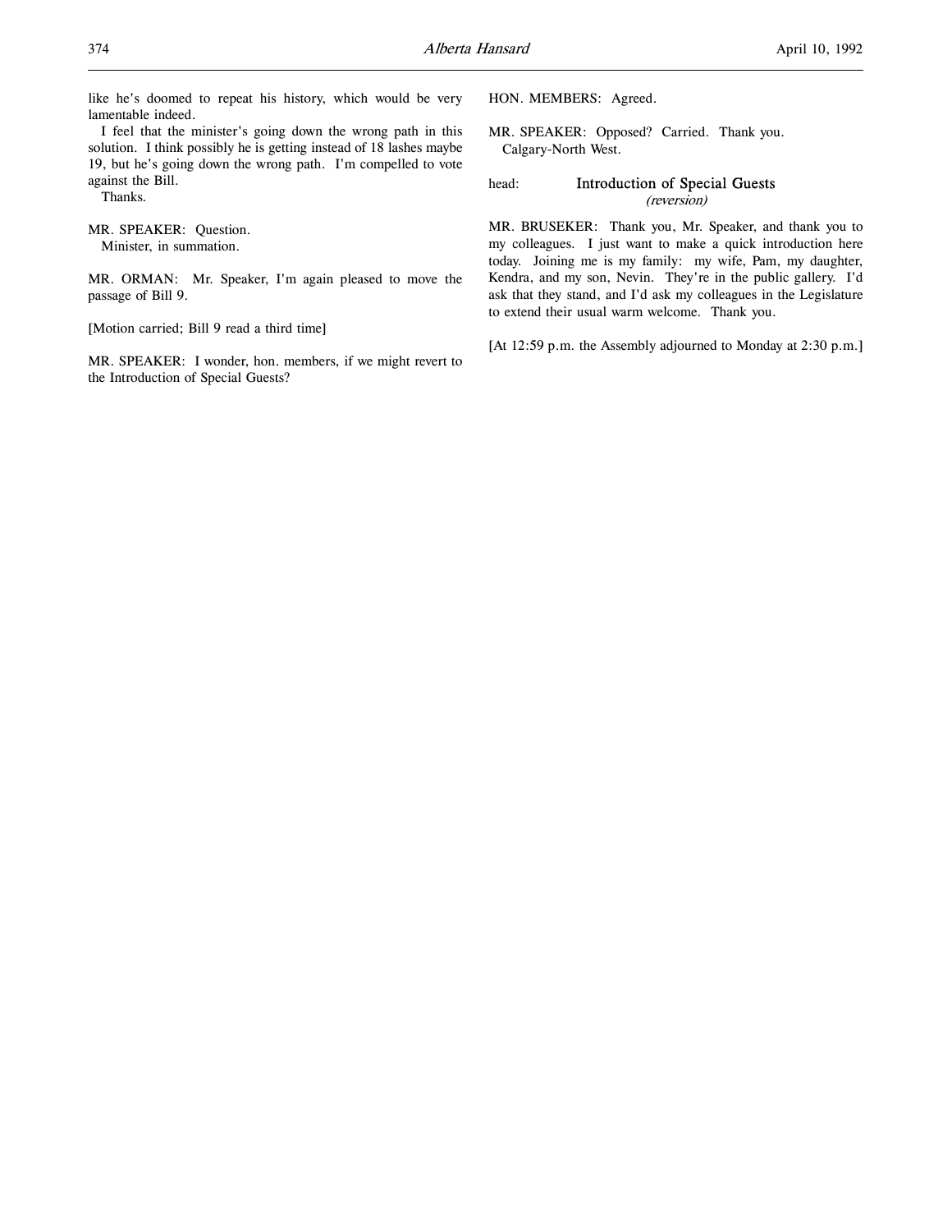like he's doomed to repeat his history, which would be very lamentable indeed.

I feel that the minister's going down the wrong path in this solution. I think possibly he is getting instead of 18 lashes maybe 19, but he's going down the wrong path. I'm compelled to vote against the Bill.

Thanks.

MR. SPEAKER: Question.

Minister, in summation.

MR. ORMAN: Mr. Speaker, I'm again pleased to move the passage of Bill 9.

[Motion carried; Bill 9 read a third time]

MR. SPEAKER: I wonder, hon. members, if we might revert to the Introduction of Special Guests?

HON. MEMBERS: Agreed.

MR. SPEAKER: Opposed? Carried. Thank you.

Calgary-North West.

head: **Introduction of Special Guests**
*(reversion)*

MR. BRUSEKER: Thank you, Mr. Speaker, and thank you to my colleagues. I just want to make a quick introduction here today. Joining me is my family: my wife, Pam, my daughter, Kendra, and my son, Nevin. They're in the public gallery. I'd ask that they stand, and I'd ask my colleagues in the Legislature to extend their usual warm welcome. Thank you.

[At 12:59 p.m. the Assembly adjourned to Monday at 2:30 p.m.]